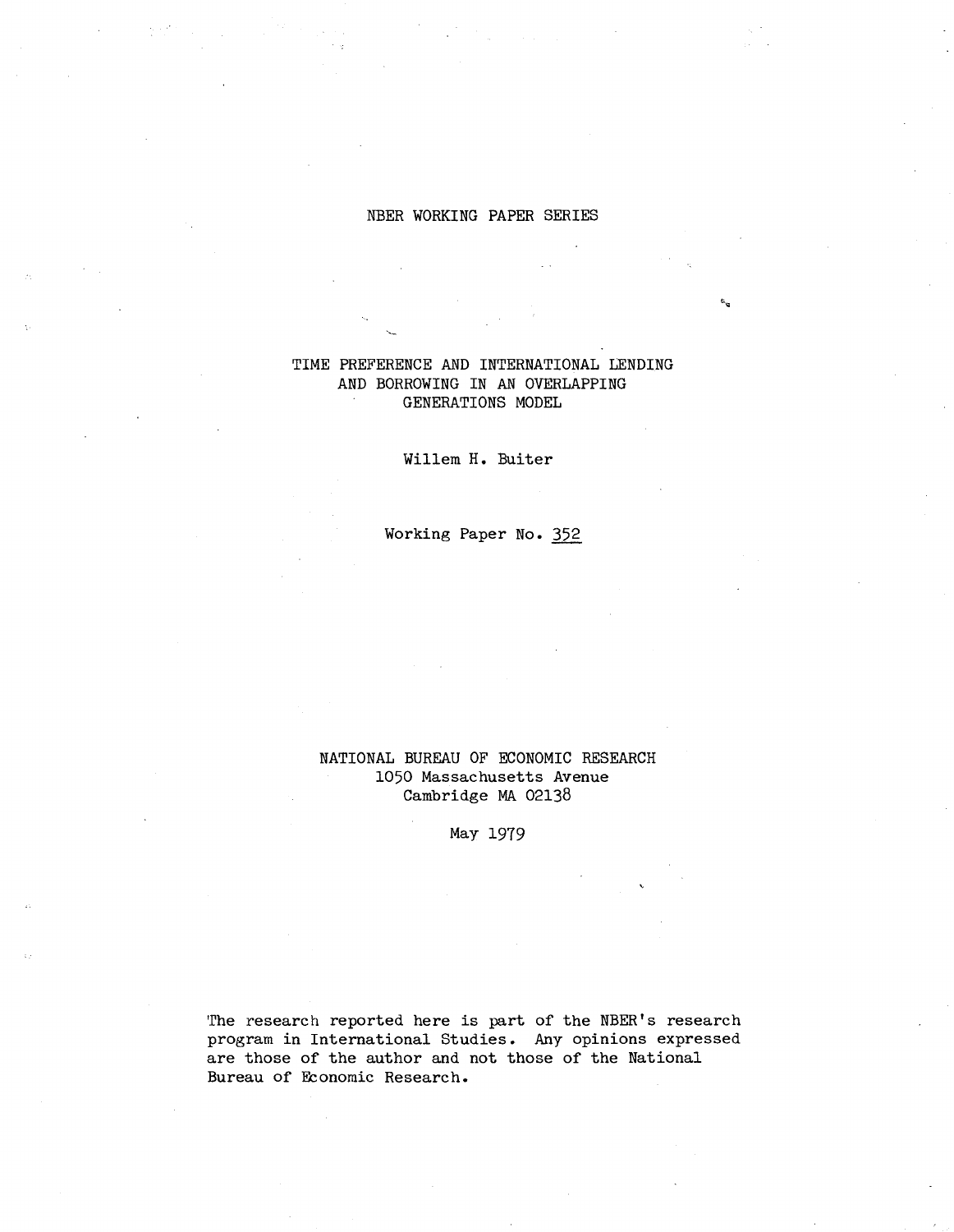NBER WORKING PAPER SERIES

# TIME PREFERENCE AND INTERNATIONAL LENDING AND BORROWING IN AN OVERLAPPING GENERATIONS MODEL

Willem H. Buiter

Working Paper No. 352

NATIONAL BUREAU OF ECONOMIC RESEARCH
1050 Massachusetts Avenue
Cambridge MA 02138

May 1979

The research reported here is part of the NBER's research program in International Studies. Any opinions expressed are those of the author and not those of the National Bureau of Economic Research.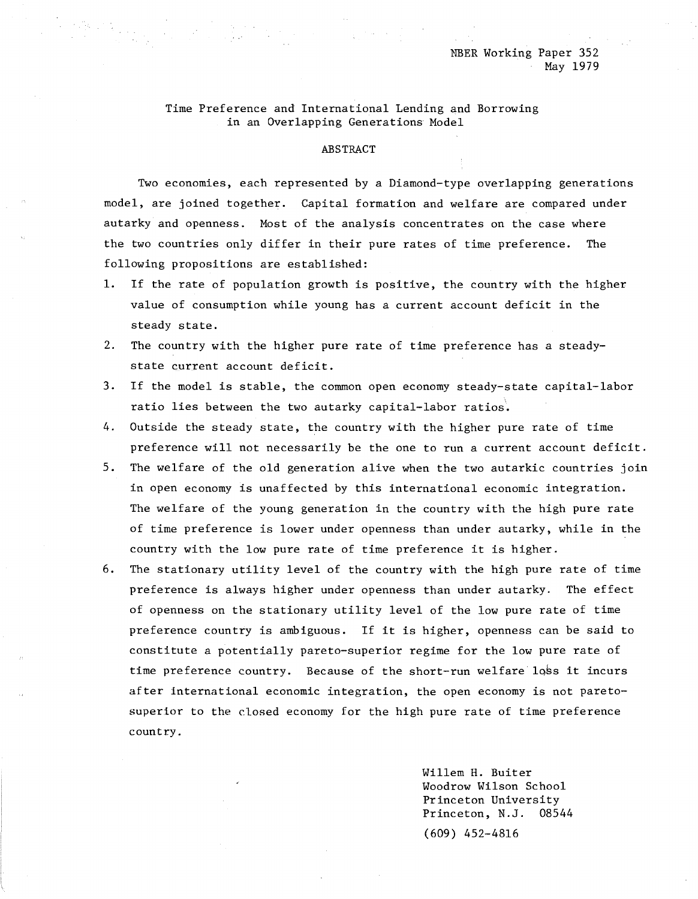NBER Working Paper 352
May 1979

Time Preference and International Lending and Borrowing in an Overlapping Generations Model

ABSTRACT

Two economies, each represented by a Diamond-type overlapping generations model, are joined together. Capital formation and welfare are compared under autarky and openness. Most of the analysis concentrates on the case where the two countries only differ in their pure rates of time preference. The following propositions are established:

1. If the rate of population growth is positive, the country with the higher value of consumption while young has a current account deficit in the steady state.
2. The country with the higher pure rate of time preference has a steady-state current account deficit.
3. If the model is stable, the common open economy steady-state capital-labor ratio lies between the two autarky capital-labor ratios.
4. Outside the steady state, the country with the higher pure rate of time preference will not necessarily be the one to run a current account deficit.
5. The welfare of the old generation alive when the two autarkic countries join in open economy is unaffected by this international economic integration. The welfare of the young generation in the country with the high pure rate of time preference is lower under openness than under autarky, while in the country with the low pure rate of time preference it is higher.
6. The stationary utility level of the country with the high pure rate of time preference is always higher under openness than under autarky. The effect of openness on the stationary utility level of the low pure rate of time preference country is ambiguous. If it is higher, openness can be said to constitute a potentially pareto-superior regime for the low pure rate of time preference country. Because of the short-run welfare loss it incurs after international economic integration, the open economy is not pareto-superior to the closed economy for the high pure rate of time preference country.

Willem H. Buiter
Woodrow Wilson School
Princeton University
Princeton, N.J. 08544

(609) 452-4816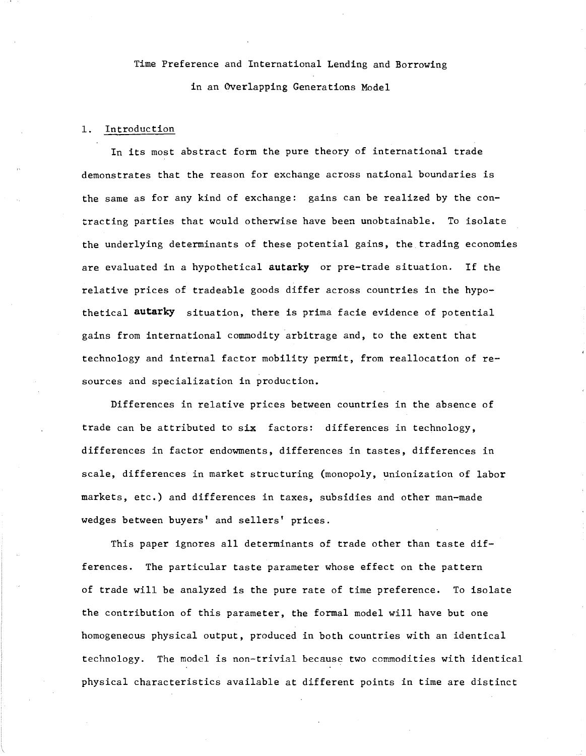# Time Preference and International Lending and Borrowing in an Overlapping Generations Model

## 1. Introduction

In its most abstract form the pure theory of international trade demonstrates that the reason for exchange across national boundaries is the same as for any kind of exchange: gains can be realized by the contracting parties that would otherwise have been unobtainable. To isolate the underlying determinants of these potential gains, the trading economies are evaluated in a hypothetical **autarky** or pre-trade situation. If the relative prices of tradeable goods differ across countries in the hypothetical **autarky** situation, there is prima facie evidence of potential gains from international commodity arbitrage and, to the extent that technology and internal factor mobility permit, from reallocation of resources and specialization in production.

Differences in relative prices between countries in the absence of trade can be attributed to **six** factors: differences in technology, differences in factor endowments, differences in tastes, differences in scale, differences in market structuring (monopoly, unionization of labor markets, etc.) and differences in taxes, subsidies and other man-made wedges between buyers' and sellers' prices.

This paper ignores all determinants of trade other than taste differences. The particular taste parameter whose effect on the pattern of trade will be analyzed is the pure rate of time preference. To isolate the contribution of this parameter, the formal model will have but one homogeneous physical output, produced in both countries with an identical technology. The model is non-trivial because two commodities with identical physical characteristics available at different points in time are distinct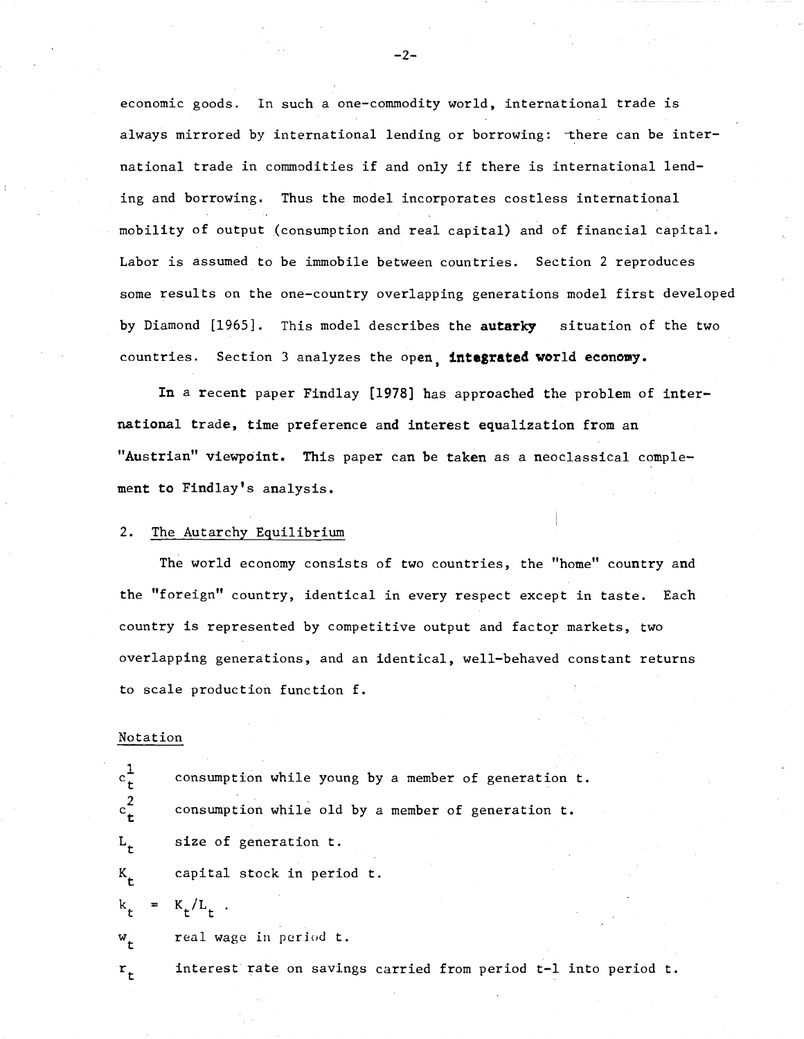economic goods. In such a one-commodity world, international trade is always mirrored by international lending or borrowing: there can be international trade in commodities if and only if there is international lending and borrowing. Thus the model incorporates costless international mobility of output (consumption and real capital) and of financial capital. Labor is assumed to be immobile between countries. Section 2 reproduces some results on the one-country overlapping generations model first developed by Diamond [1965]. This model describes the autarky situation of the two countries. Section 3 analyzes the open, integrated world economy.

In a recent paper Findlay [1978] has approached the problem of international trade, time preference and interest equalization from an "Austrian" viewpoint. This paper can be taken as a neoclassical complement to Findlay's analysis.

## 2. The Autarchy Equilibrium

The world economy consists of two countries, the "home" country and the "foreign" country, identical in every respect except in taste. Each country is represented by competitive output and factor markets, two overlapping generations, and an identical, well-behaved constant returns to scale production function f.

### Notation

$c_t^1$ consumption while young by a member of generation t.

$c_t^2$ consumption while old by a member of generation t.

$L_t$ size of generation t.

$K_t$ capital stock in period t.

$k_t = K_t/L_t$ .

$w_t$ real wage in period t.

$r_t$ interest rate on savings carried from period t-1 into period t.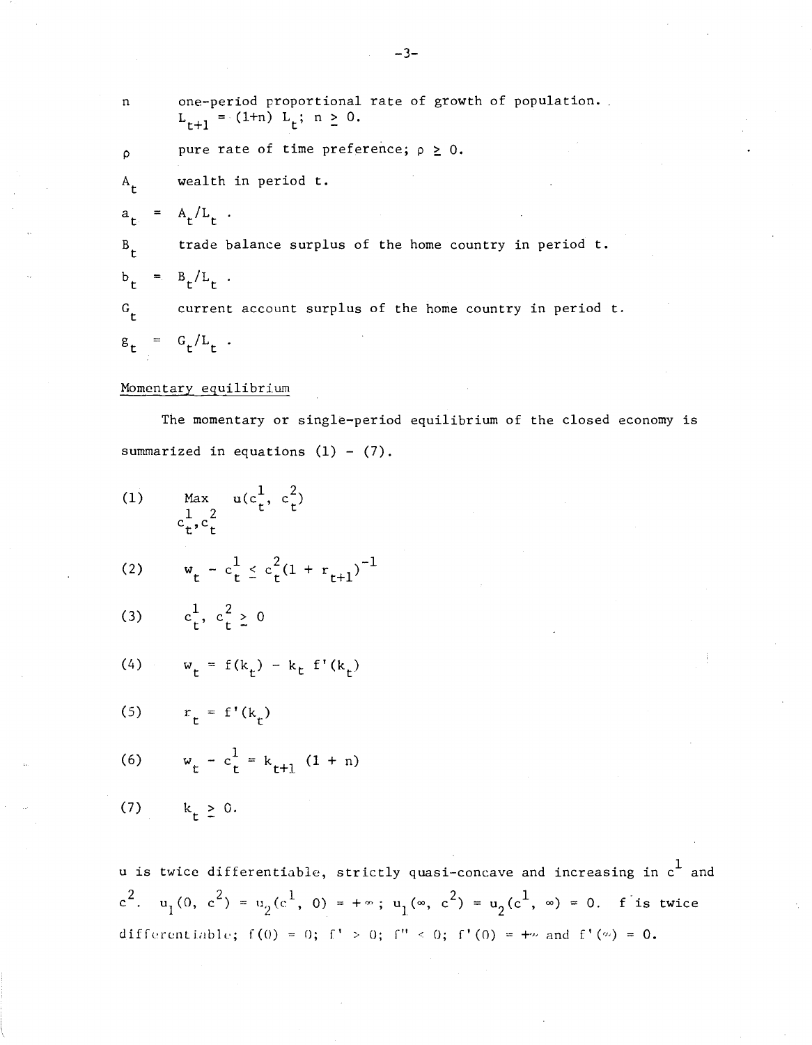| | |
|---|---|
| $n$ | one-period proportional rate of growth of population. $L_{t+1} = (1+n) L_t$; $n \geq 0$. |
| $\rho$ | pure rate of time preference; $\rho \geq 0$. |
| $A_t$ | wealth in period t. |
| $a_t = A_t/L_t$ . | |
| $B_t$ | trade balance surplus of the home country in period t. |
| $b_t = B_t/L_t$ . | |
| $G_t$ | current account surplus of the home country in period t. |
| $g_t = G_t/L_t$ . | |

Momentary equilibrium

The momentary or single-period equilibrium of the closed economy is summarized in equations (1) - (7).

$$\text{(1)} \qquad \max_{c_t^1, c_t^2} \; u(c_t^1, c_t^2)$$

$$\text{(2)} \qquad w_t - c_t^1 \leq c_t^2 (1 + r_{t+1})^{-1}$$

$$\text{(3)} \qquad c_t^1, \, c_t^2 \geq 0$$

$$\text{(4)} \qquad w_t = f(k_t) - k_t \, f'(k_t)$$

$$\text{(5)} \qquad r_t = f'(k_t)$$

$$\text{(6)} \qquad w_t - c_t^1 = k_{t+1} \, (1 + n)$$

$$\text{(7)} \qquad k_t \geq 0.$$

$u$ is twice differentiable, strictly quasi-concave and increasing in $c^1$ and $c^2$. $u_1(0, c^2) = u_2(c^1, 0) = +\infty$; $u_1(\infty, c^2) = u_2(c^1, \infty) = 0$. $f$ is twice differentiable; $f(0) = 0$; $f' > 0$; $f'' < 0$; $f'(0) = +\infty$ and $f'(\infty) = 0$.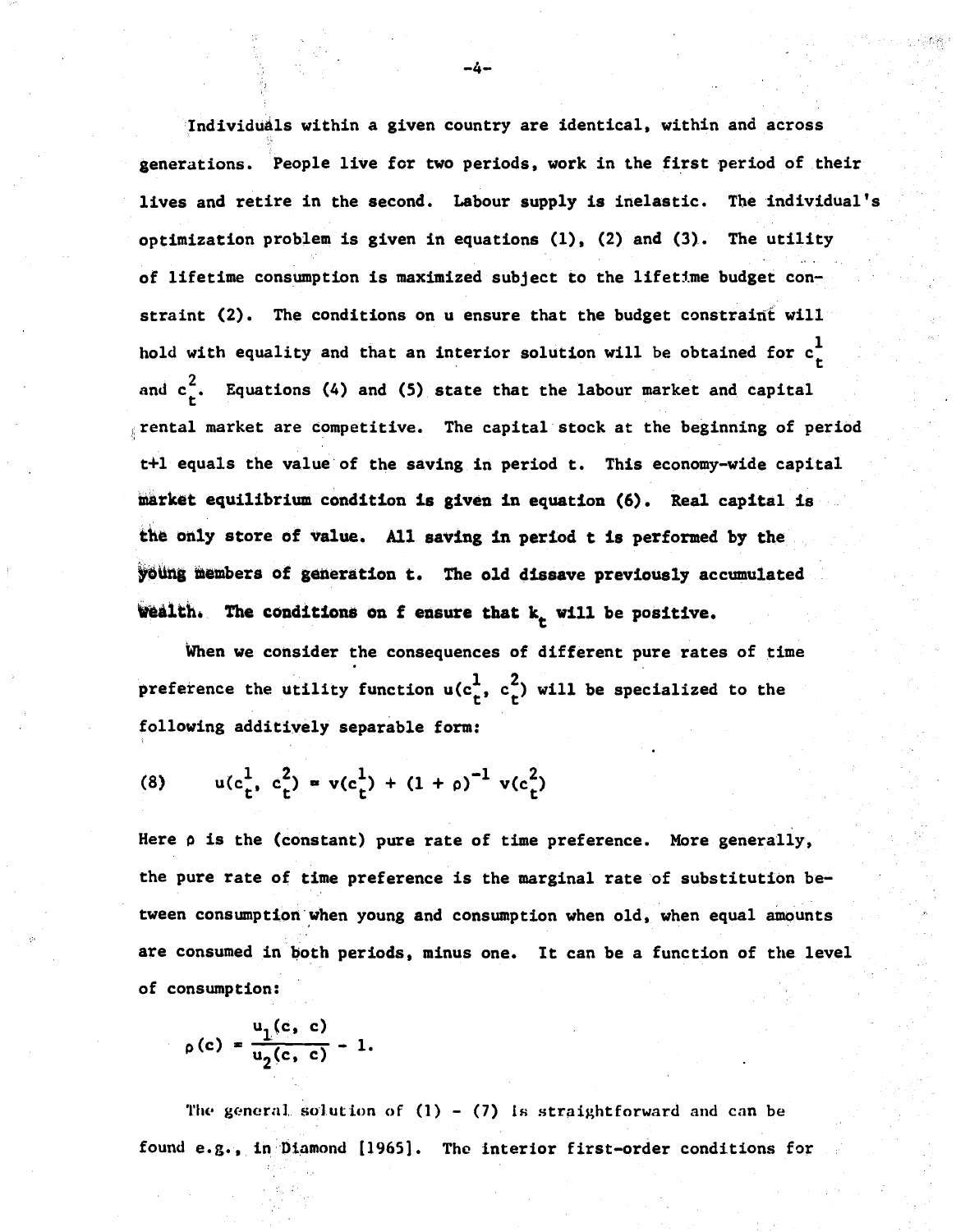Individuals within a given country are identical, within and across generations. People live for two periods, work in the first period of their lives and retire in the second. Labour supply is inelastic. The individual's optimization problem is given in equations (1), (2) and (3). The utility of lifetime consumption is maximized subject to the lifetime budget constraint (2). The conditions on u ensure that the budget constraint will hold with equality and that an interior solution will be obtained for $c_t^1$ and $c_t^2$. Equations (4) and (5) state that the labour market and capital rental market are competitive. The capital stock at the beginning of period t+1 equals the value of the saving in period t. This economy-wide capital market equilibrium condition is given in equation (6). Real capital is the only store of value. All saving in period t is performed by the young members of generation t. The old dissave previously accumulated wealth. The conditions on f ensure that $k_t$ will be positive.

When we consider the consequences of different pure rates of time preference the utility function $u(c_t^1, c_t^2)$ will be specialized to the following additively separable form:

$$(8) \qquad u(c_t^1, c_t^2) = v(c_t^1) + (1 + \rho)^{-1} v(c_t^2)$$

Here $\rho$ is the (constant) pure rate of time preference. More generally, the pure rate of time preference is the marginal rate of substitution between consumption when young and consumption when old, when equal amounts are consumed in both periods, minus one. It can be a function of the level of consumption:

$$\rho(c) = \frac{u_1(c, c)}{u_2(c, c)} - 1.$$

The general solution of (1) - (7) is straightforward and can be found e.g., in Diamond [1965]. The interior first-order conditions for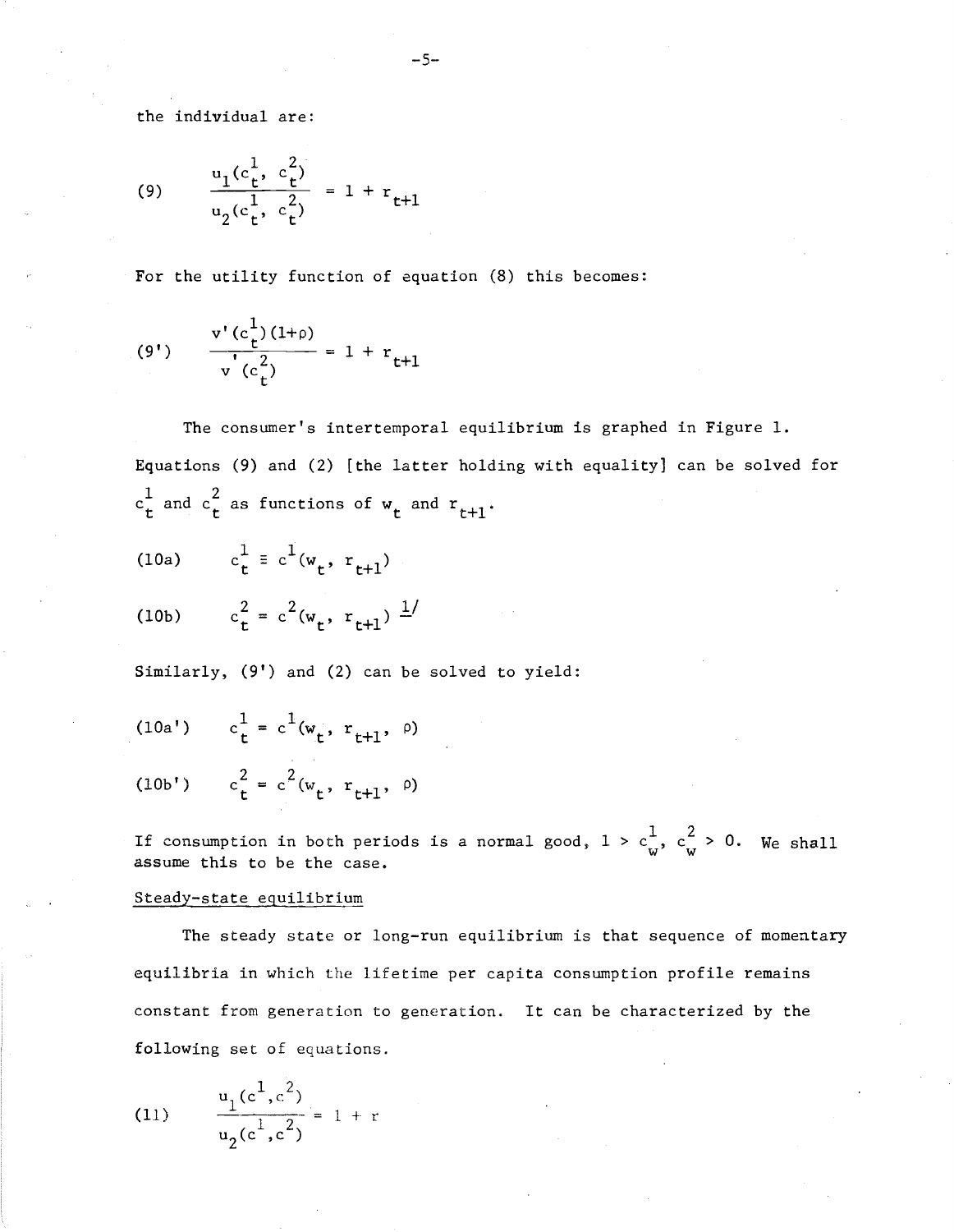the individual are:

$$\frac{u_1(c_t^1, c_t^2)}{u_2(c_t^1, c_t^2)} = 1 + r_{t+1} \tag{9}$$

For the utility function of equation (8) this becomes:

$$\frac{v'(c_t^1)(1+\rho)}{v'(c_t^2)} = 1 + r_{t+1} \tag{9'}$$

The consumer's intertemporal equilibrium is graphed in Figure 1. Equations (9) and (2) [the latter holding with equality] can be solved for $c_t^1$ and $c_t^2$ as functions of $w_t$ and $r_{t+1}$.

$$c_t^1 \equiv c^1(w_t, r_{t+1}) \tag{10a}$$

$$c_t^2 = c^2(w_t, r_{t+1}) \tag{10b}$$ [1/]

Similarly, (9') and (2) can be solved to yield:

$$c_t^1 = c^1(w_t, r_{t+1}, \rho) \tag{10a'}$$

$$c_t^2 = c^2(w_t, r_{t+1}, \rho) \tag{10b'}$$

If consumption in both periods is a normal good, $1 > c_w^1, c_w^2 > 0$. We shall assume this to be the case.

Steady-state equilibrium

The steady state or long-run equilibrium is that sequence of momentary equilibria in which the lifetime per capita consumption profile remains constant from generation to generation. It can be characterized by the following set of equations.

$$\frac{u_1(c^1, c^2)}{u_2(c^1, c^2)} = 1 + r \tag{11}$$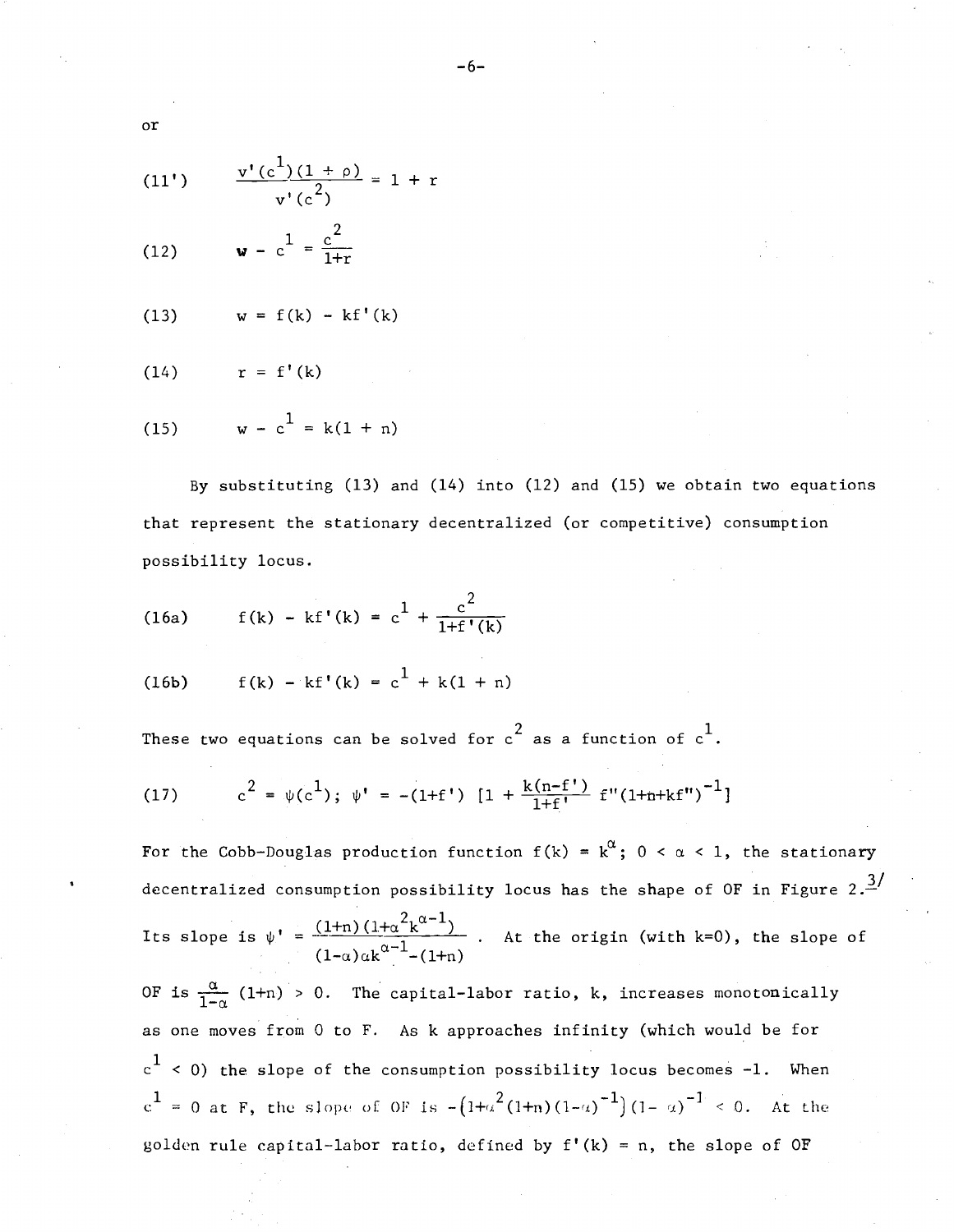or

$$(11') \qquad \frac{v'(c^1)(1+\rho)}{v'(c^2)} = 1 + r$$

$$(12) \qquad w - c^1 = \frac{c^2}{1+r}$$

$$(13) \qquad w = f(k) - kf'(k)$$

$$(14) \qquad r = f'(k)$$

$$(15) \qquad w - c^1 = k(1+n)$$

By substituting (13) and (14) into (12) and (15) we obtain two equations that represent the stationary decentralized (or competitive) consumption possibility locus.

$$(16a) \qquad f(k) - kf'(k) = c^1 + \frac{c^2}{1+f'(k)}$$

$$(16b) \qquad f(k) - kf'(k) = c^1 + k(1+n)$$

These two equations can be solved for $c^2$ as a function of $c^1$.

$$(17) \qquad c^2 = \psi(c^1); \; \psi' = -(1+f') \left[1 + \frac{k(n-f')}{1+f'} f''(1+n+kf'')^{-1}\right]$$

For the Cobb-Douglas production function $f(k) = k^\alpha$; $0 < \alpha < 1$, the stationary decentralized consumption possibility locus has the shape of OF in Figure 2.[3/]
Its slope is $\psi' = \frac{(1+n)(1+\alpha^2 k^{\alpha-1})}{(1-\alpha)\alpha k^{\alpha-1} - (1+n)}$. At the origin (with k=0), the slope of OF is $\frac{\alpha}{1-\alpha}(1+n) > 0$. The capital-labor ratio, k, increases monotonically as one moves from 0 to F. As k approaches infinity (which would be for $c^1 < 0$) the slope of the consumption possibility locus becomes -1. When $c^1 = 0$ at F, the slope of OF is $-\left(1+\alpha^2(1+n)(1-\alpha)^{-1}\right)(1-\alpha)^{-1} < 0$. At the golden rule capital-labor ratio, defined by $f'(k) = n$, the slope of OF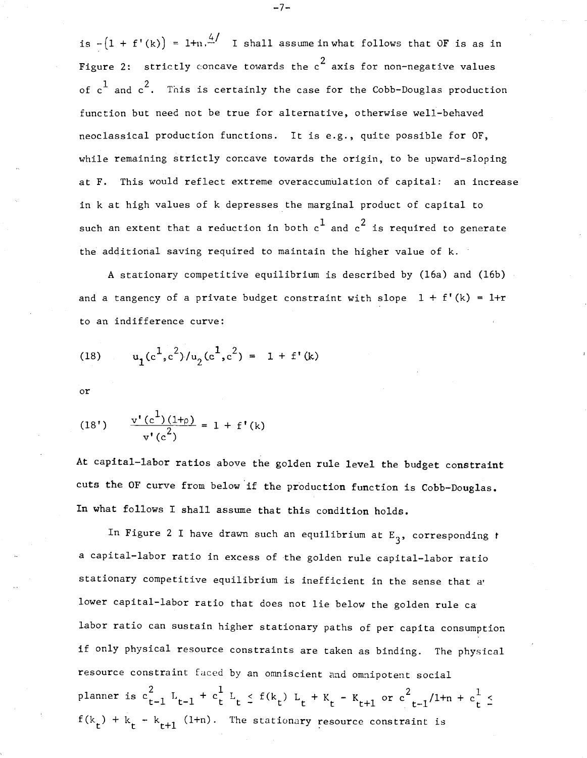is $-(1 + f'(k)) = 1+n$.[4/] I shall assume in what follows that OF is as in Figure 2: strictly concave towards the $c^2$ axis for non-negative values of $c^1$ and $c^2$. This is certainly the case for the Cobb-Douglas production function but need not be true for alternative, otherwise well-behaved neoclassical production functions. It is e.g., quite possible for OF, while remaining strictly concave towards the origin, to be upward-sloping at F. This would reflect extreme overaccumulation of capital: an increase in k at high values of k depresses the marginal product of capital to such an extent that a reduction in both $c^1$ and $c^2$ is required to generate the additional saving required to maintain the higher value of k.

A stationary competitive equilibrium is described by (16a) and (16b) and a tangency of a private budget constraint with slope $1 + f'(k) = 1+r$ to an indifference curve:

$$u_1(c^1,c^2)/u_2(c^1,c^2) = 1 + f'(k) \tag{18}$$

or

$$\frac{v'(c^1)(1+\rho)}{v'(c^2)} = 1 + f'(k) \tag{18'}$$

**At capital-labor ratios above the golden rule level the budget constraint cuts the OF curve from below if the production function is Cobb-Douglas. In what follows I shall assume that this condition holds.**

In Figure 2 I have drawn such an equilibrium at $E_3$, corresponding t a capital-labor ratio in excess of the golden rule capital-labor ratio stationary competitive equilibrium is inefficient in the sense that a lower capital-labor ratio that does not lie below the golden rule ca labor ratio can sustain higher stationary paths of per capita consumption if only physical resource constraints are taken as binding. The physical resource constraint faced by an omniscient and omnipotent social planner is $c^2_{t-1} L_{t-1} + c^1_t L_t \leq f(k_t) L_t + K_t - K_{t+1}$ or $c^2_{t-1}/1+n + c^1_t \leq f(k_t) + k_t - k_{t+1}(1+n)$. The stationary resource constraint is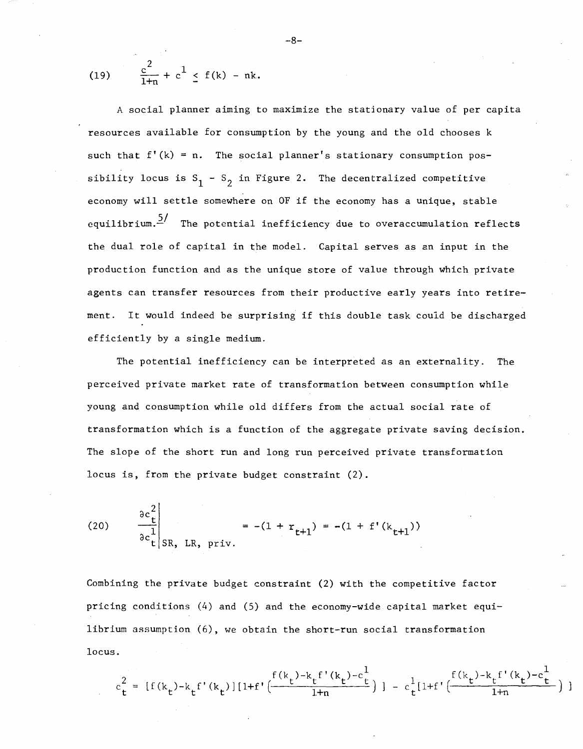$$(19) \qquad \frac{c^2}{1+n} + c^1 \leq f(k) - nk.$$

A social planner aiming to maximize the stationary value of per capita resources available for consumption by the young and the old chooses k such that $f'(k) = n$. The social planner's stationary consumption possibility locus is $S_1 - S_2$ in Figure 2. The decentralized competitive economy will settle somewhere on OF if the economy has a unique, stable equilibrium.[5/] The potential inefficiency due to overaccumulation reflects the dual role of capital in the model. Capital serves as an input in the production function and as the unique store of value through which private agents can transfer resources from their productive early years into retirement. It would indeed be surprising if this double task could be discharged efficiently by a single medium.

The potential inefficiency can be interpreted as an externality. The perceived private market rate of transformation between consumption while young and consumption while old differs from the actual social rate of transformation which is a function of the aggregate private saving decision. The slope of the short run and long run perceived private transformation locus is, from the private budget constraint (2).

$$(20) \qquad \left.\frac{\partial c_t^2}{\partial c_t^1}\right|_{SR,\ LR,\ priv.} = -(1 + r_{t+1}) = -(1 + f'(k_{t+1}))$$

Combining the private budget constraint (2) with the competitive factor pricing conditions (4) and (5) and the economy-wide capital market equilibrium assumption (6), we obtain the short-run social transformation locus.

$$c_t^2 = [f(k_t)-k_t f'(k_t)][1+f'(\frac{f(k_t)-k_t f'(k_t)-c_t^1}{1+n})] - c_t^1[1+f'(\frac{f(k_t)-k_t f'(k_t)-c_t^1}{1+n})]$$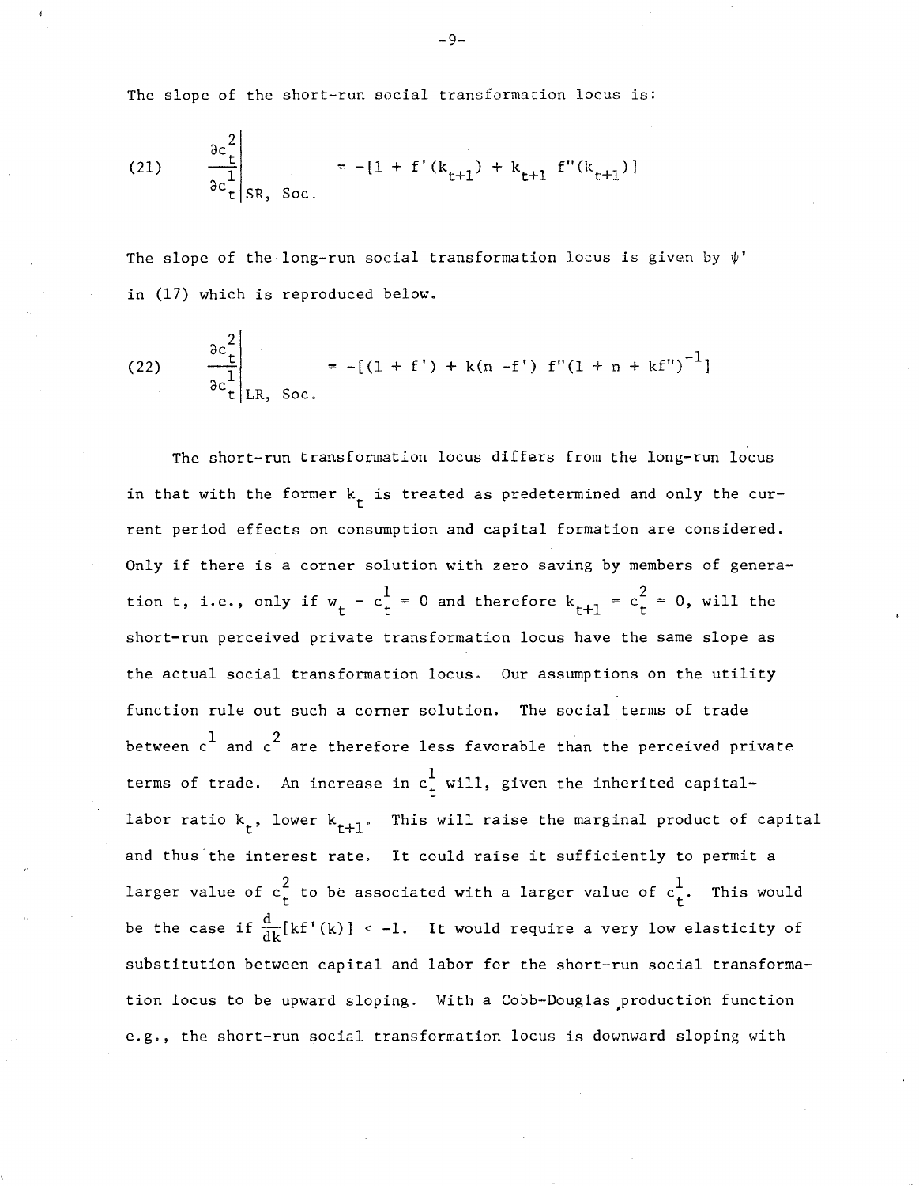The slope of the short-run social transformation locus is:

$$\left.\frac{\partial c_t^2}{\partial c_t^1}\right|_{SR,\ Soc.} = -[1 + f'(k_{t+1}) + k_{t+1} f''(k_{t+1})] \tag{21}$$

The slope of the long-run social transformation locus is given by $\psi'$ in (17) which is reproduced below.

$$\left.\frac{\partial c_t^2}{\partial c_t^1}\right|_{LR,\ Soc.} = -[(1 + f') + k(n - f') f''(1 + n + kf'')^{-1}] \tag{22}$$

The short-run transformation locus differs from the long-run locus in that with the former $k_t$ is treated as predetermined and only the current period effects on consumption and capital formation are considered. Only if there is a corner solution with zero saving by members of generation t, i.e., only if $w_t - c_t^1 = 0$ and therefore $k_{t+1} = c_t^2 = 0$, will the short-run perceived private transformation locus have the same slope as the actual social transformation locus. Our assumptions on the utility function rule out such a corner solution. The social terms of trade between $c^1$ and $c^2$ are therefore less favorable than the perceived private terms of trade. An increase in $c_t^1$ will, given the inherited capital-labor ratio $k_t$, lower $k_{t+1}$. This will raise the marginal product of capital and thus the interest rate. It could raise it sufficiently to permit a larger value of $c_t^2$ to be associated with a larger value of $c_t^1$. This would be the case if $\frac{d}{dk}[kf'(k)] < -1$. It would require a very low elasticity of substitution between capital and labor for the short-run social transformation locus to be upward sloping. With a Cobb-Douglas production function e.g., the short-run social transformation locus is downward sloping with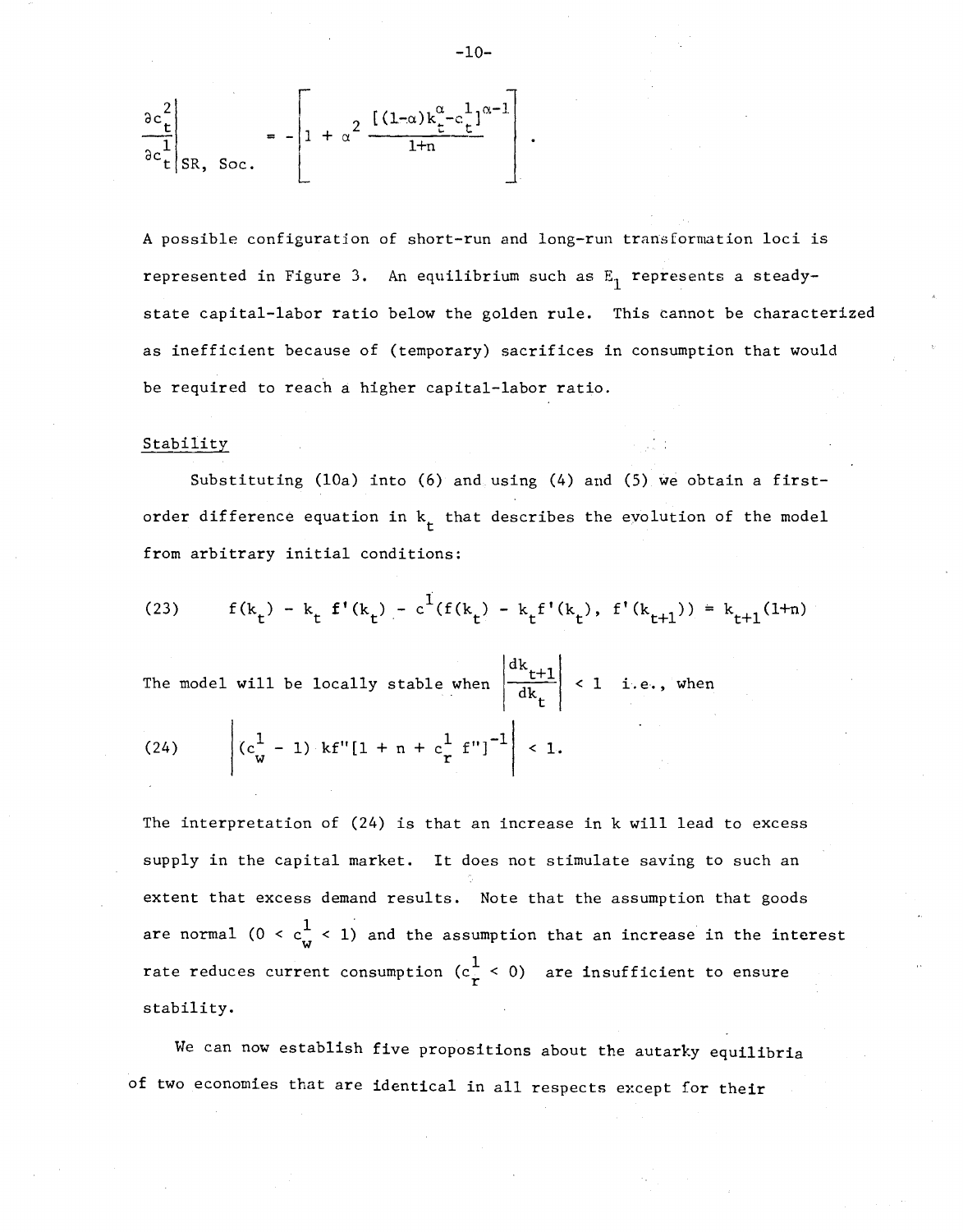$$\left.\frac{\partial c_t^2}{\partial c_t^1}\right|_{SR,\ Soc.} = -\left[1 + \alpha^2 \frac{[(1-\alpha)k_t^\alpha - c_t^1]^{\alpha-1}}{1+n}\right].$$

A possible configuration of short-run and long-run transformation loci is represented in Figure 3. An equilibrium such as $E_1$ represents a steady-state capital-labor ratio below the golden rule. This cannot be characterized as inefficient because of (temporary) sacrifices in consumption that would be required to reach a higher capital-labor ratio.

## Stability

Substituting (10a) into (6) and using (4) and (5) we obtain a first-order difference equation in $k_t$ that describes the evolution of the model from arbitrary initial conditions:

$$(23) \qquad f(k_t) - k_t f'(k_t) - c^1(f(k_t) - k_t f'(k_t),\ f'(k_{t+1})) = k_{t+1}(1+n)$$

The model will be locally stable when $\left|\frac{dk_{t+1}}{dk_t}\right| < 1$ i.e., when

$$(24) \qquad \left|(c_w^1 - 1)\, kf''[1 + n + c_r^1 f'']^{-1}\right| < 1.$$

The interpretation of (24) is that an increase in k will lead to excess supply in the capital market. It does not stimulate saving to such an extent that excess demand results. Note that the assumption that goods are normal ($0 < c_w^1 < 1$) and the assumption that an increase in the interest rate reduces current consumption ($c_r^1 < 0$) are insufficient to ensure stability.

We can now establish five propositions about the autarky equilibria of two economies that are identical in all respects except for their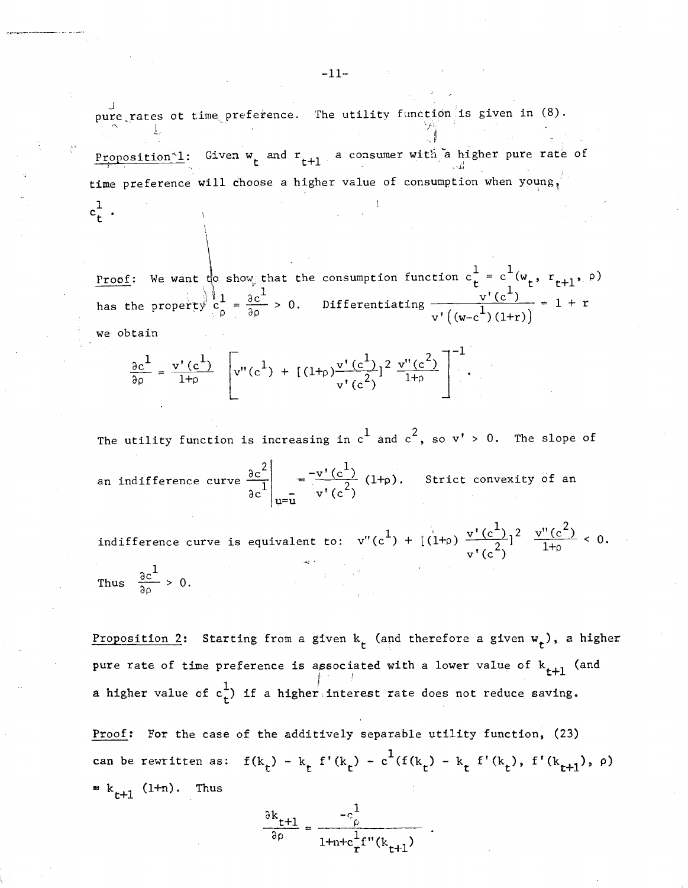pure rates ot time preference. The utility function is given in (8).

Proposition 1: Given $w_t$ and $r_{t+1}$ a consumer with a higher pure rate of time preference will choose a higher value of consumption when young, $c_t^1$.

Proof: We want to show that the consumption function $c_t^1 = c^1(w_t, r_{t+1}, \rho)$ has the property $c_\rho^1 = \frac{\partial c^1}{\partial \rho} > 0$. Differentiating $\frac{v'(c^1)}{v'\left((w-c^1)(1+r)\right)} = 1 + r$ we obtain

$$\frac{\partial c^1}{\partial \rho} = \frac{v'(c^1)}{1+\rho} \left[ v''(c^1) + [(1+\rho)\frac{v'(c^1)}{v'(c^2)}]^2 \frac{v''(c^2)}{1+\rho} \right]^{-1}.$$

The utility function is increasing in $c^1$ and $c^2$, so $v' > 0$. The slope of an indifference curve $\left.\frac{\partial c^2}{\partial c^1}\right|_{u=\bar{u}} = \frac{-v'(c^1)}{v'(c^2)}(1+\rho)$. Strict convexity of an indifference curve is equivalent to: $v''(c^1) + [(1+\rho)\frac{v'(c^1)}{v'(c^2)}]^2 \frac{v''(c^2)}{1+\rho} < 0$.

Thus $\frac{\partial c^1}{\partial \rho} > 0$.

Proposition 2: Starting from a given $k_t$ (and therefore a given $w_t$), a higher pure rate of time preference is associated with a lower value of $k_{t+1}$ (and a higher value of $c_t^1$) if a higher interest rate does not reduce saving.

Proof: For the case of the additively separable utility function, (23) can be rewritten as: $f(k_t) - k_t f'(k_t) - c^1(f(k_t) - k_t f'(k_t), f'(k_{t+1}), \rho) = k_{t+1}(1+n)$. Thus

$$\frac{\partial k_{t+1}}{\partial \rho} = \frac{-c_\rho^1}{1+n+c_r^1 f''(k_{t+1})}.$$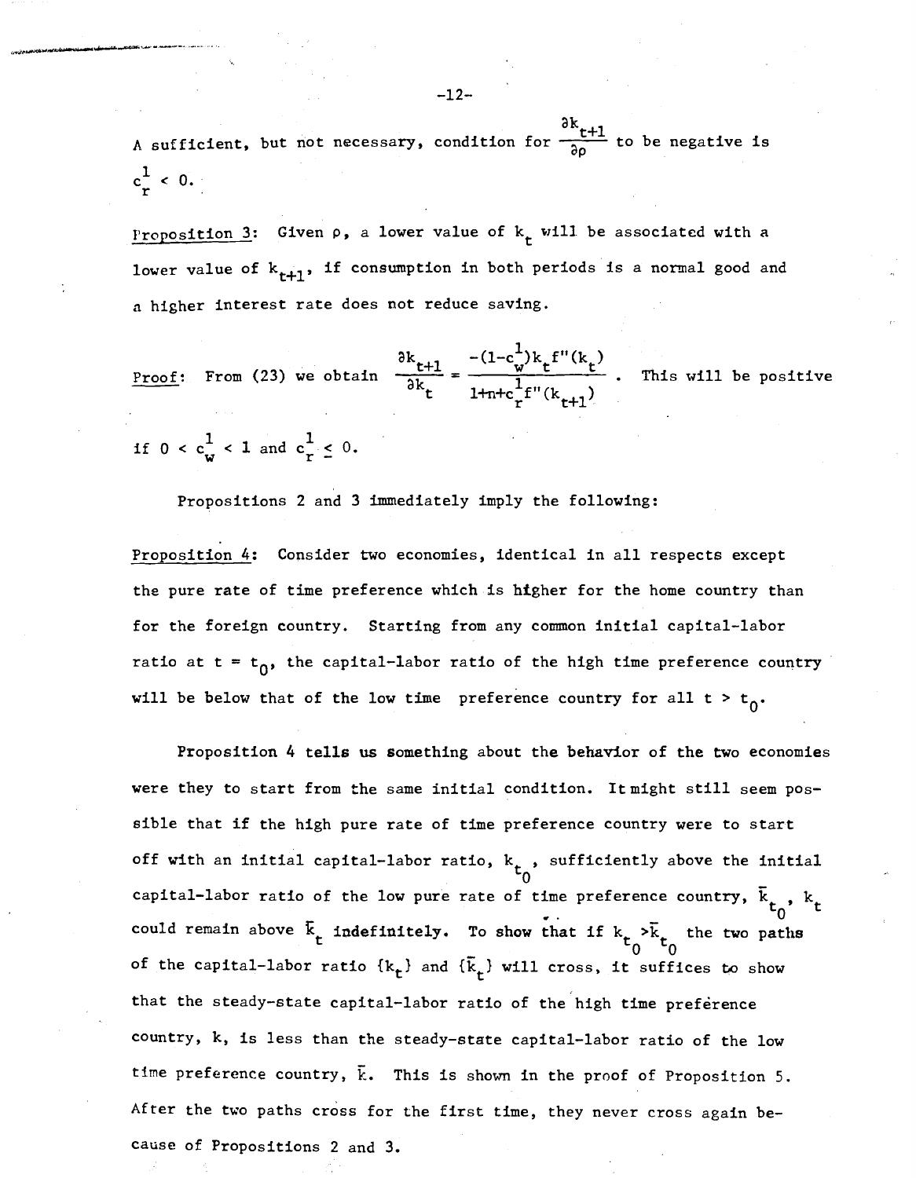A sufficient, but not necessary, condition for $\frac{\partial k_{t+1}}{\partial \rho}$ to be negative is $c_r^1 < 0$.

_Proposition 3_: Given $\rho$, a lower value of $k_t$ will be associated with a lower value of $k_{t+1}$, if consumption in both periods is a normal good and a higher interest rate does not reduce saving.

_Proof_: From (23) we obtain $\frac{\partial k_{t+1}}{\partial k_t} = \frac{-(1-c_w^1)k_t f''(k_t)}{1+n+c_r^1 f''(k_{t+1})}$. This will be positive if $0 < c_w^1 < 1$ and $c_r^1 \leq 0$.

Propositions 2 and 3 immediately imply the following:

_Proposition 4_: Consider two economies, identical in all respects except the pure rate of time preference which is higher for the home country than for the foreign country. Starting from any common initial capital-labor ratio at $t = t_0$, the capital-labor ratio of the high time preference country will be below that of the low time preference country for all $t > t_0$.

Proposition 4 tells us something about the behavior of the two economies were they to start from the same initial condition. It might still seem possible that if the high pure rate of time preference country were to start off with an initial capital-labor ratio, $k_{t_0}$, sufficiently above the initial capital-labor ratio of the low pure rate of time preference country, $\bar{k}_{t_0}$, $k_t$ could remain above $\bar{k}_t$ indefinitely. To show that if $k_{t_0} > \bar{k}_{t_0}$ the two paths of the capital-labor ratio $\{k_t\}$ and $\{\bar{k}_t\}$ will cross, it suffices to show that the steady-state capital-labor ratio of the high time preference country, $k$, is less than the steady-state capital-labor ratio of the low time preference country, $\bar{k}$. This is shown in the proof of Proposition 5. After the two paths cross for the first time, they never cross again because of Propositions 2 and 3.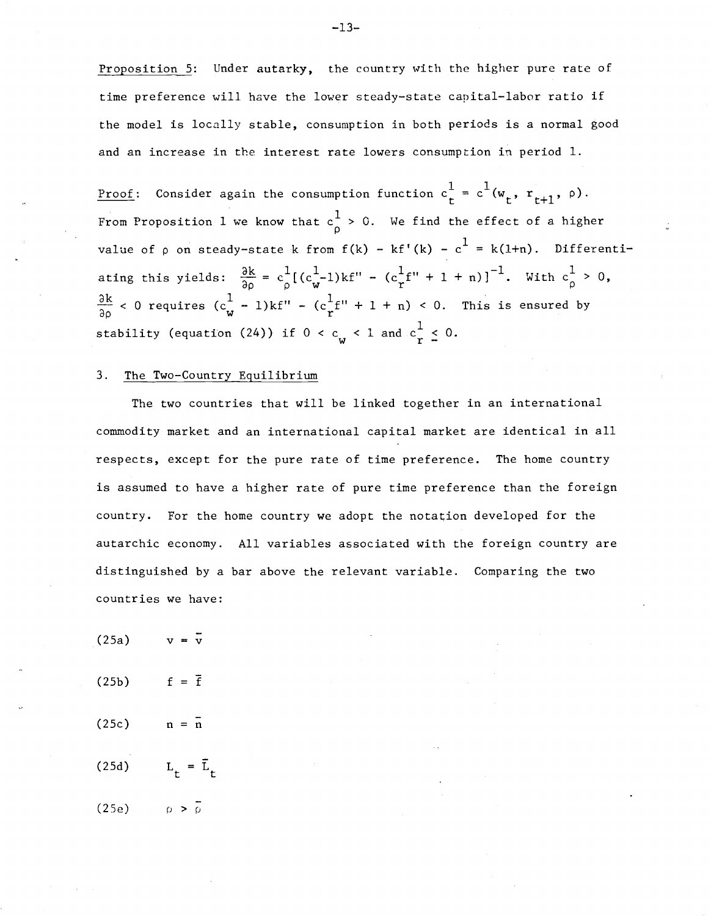Proposition 5: Under autarky, the country with the higher pure rate of time preference will have the lower steady-state capital-labor ratio if the model is locally stable, consumption in both periods is a normal good and an increase in the interest rate lowers consumption in period 1.

Proof: Consider again the consumption function $c_t^1 = c^1(w_t, r_{t+1}, \rho)$. From Proposition 1 we know that $c_\rho^1 > 0$. We find the effect of a higher value of $\rho$ on steady-state k from $f(k) - kf'(k) - c^1 = k(1+n)$. Differentiating this yields: $\frac{\partial k}{\partial \rho} = c_\rho^1[(c_w^1 - 1)kf'' - (c_r^1 f'' + 1 + n)]^{-1}$. With $c_\rho^1 > 0$, $\frac{\partial k}{\partial \rho} < 0$ requires $(c_w^1 - 1)kf'' - (c_r^1 f'' + 1 + n) < 0$. This is ensured by stability (equation (24)) if $0 < c_w < 1$ and $c_r^1 \leq 0$.

## 3. The Two-Country Equilibrium

The two countries that will be linked together in an international commodity market and an international capital market are identical in all respects, except for the pure rate of time preference. The home country is assumed to have a higher rate of pure time preference than the foreign country. For the home country we adopt the notation developed for the autarchic economy. All variables associated with the foreign country are distinguished by a bar above the relevant variable. Comparing the two countries we have:

(25a) $v = \bar{v}$

(25b) $f = \bar{f}$

(25c) $n = \bar{n}$

(25d) $L_t = \bar{L}_t$

(25e) $\rho > \bar{\rho}$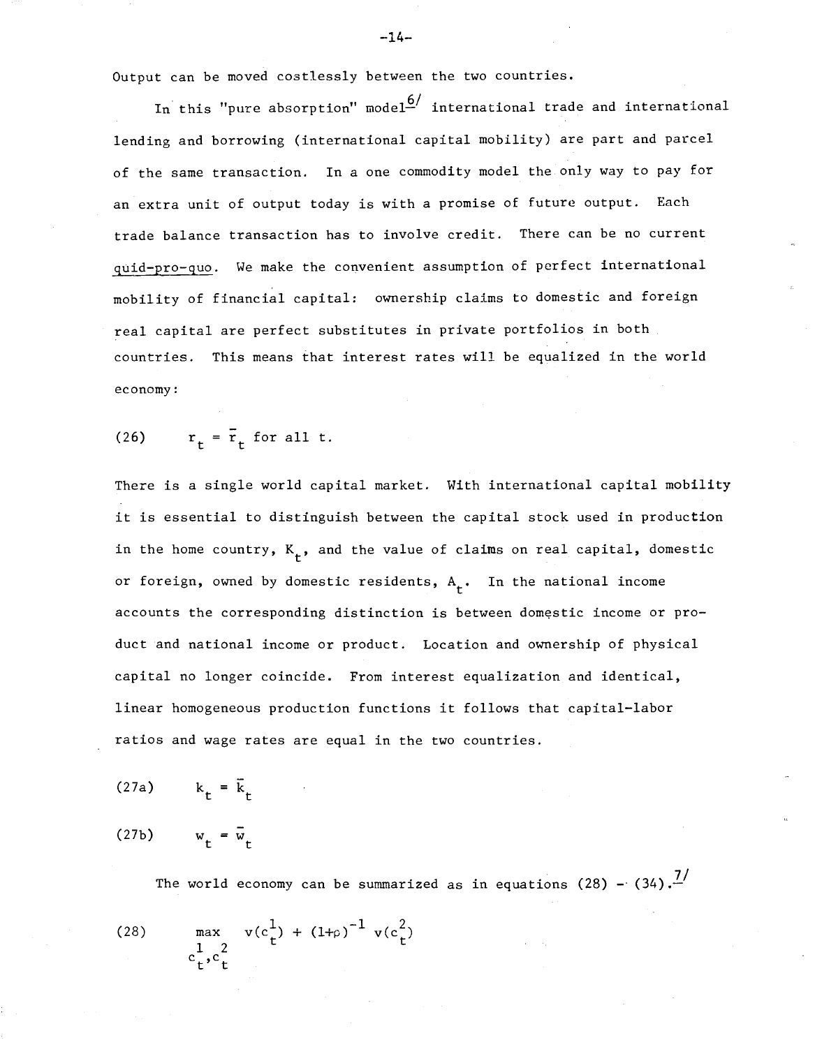Output can be moved costlessly between the two countries.

In this "pure absorption" model[6] international trade and international lending and borrowing (international capital mobility) are part and parcel of the same transaction. In a one commodity model the only way to pay for an extra unit of output today is with a promise of future output. Each trade balance transaction has to involve credit. There can be no current quid-pro-quo. We make the convenient assumption of perfect international mobility of financial capital: ownership claims to domestic and foreign real capital are perfect substitutes in private portfolios in both countries. This means that interest rates will be equalized in the world economy:

$$(26) \qquad r_t = \bar{r}_t \text{ for all } t.$$

There is a single world capital market. With international capital mobility it is essential to distinguish between the capital stock used in production in the home country, $K_t$, and the value of claims on real capital, domestic or foreign, owned by domestic residents, $A_t$. In the national income accounts the corresponding distinction is between domestic income or product and national income or product. Location and ownership of physical capital no longer coincide. From interest equalization and identical, linear homogeneous production functions it follows that capital-labor ratios and wage rates are equal in the two countries.

$$(27a) \qquad k_t = \bar{k}_t$$

$$(27b) \qquad w_t = \bar{w}_t$$

The world economy can be summarized as in equations (28) - (34).[7]

$$(28) \qquad \max_{c_t^1, c_t^2} \; v(c_t^1) + (1+\rho)^{-1} v(c_t^2)$$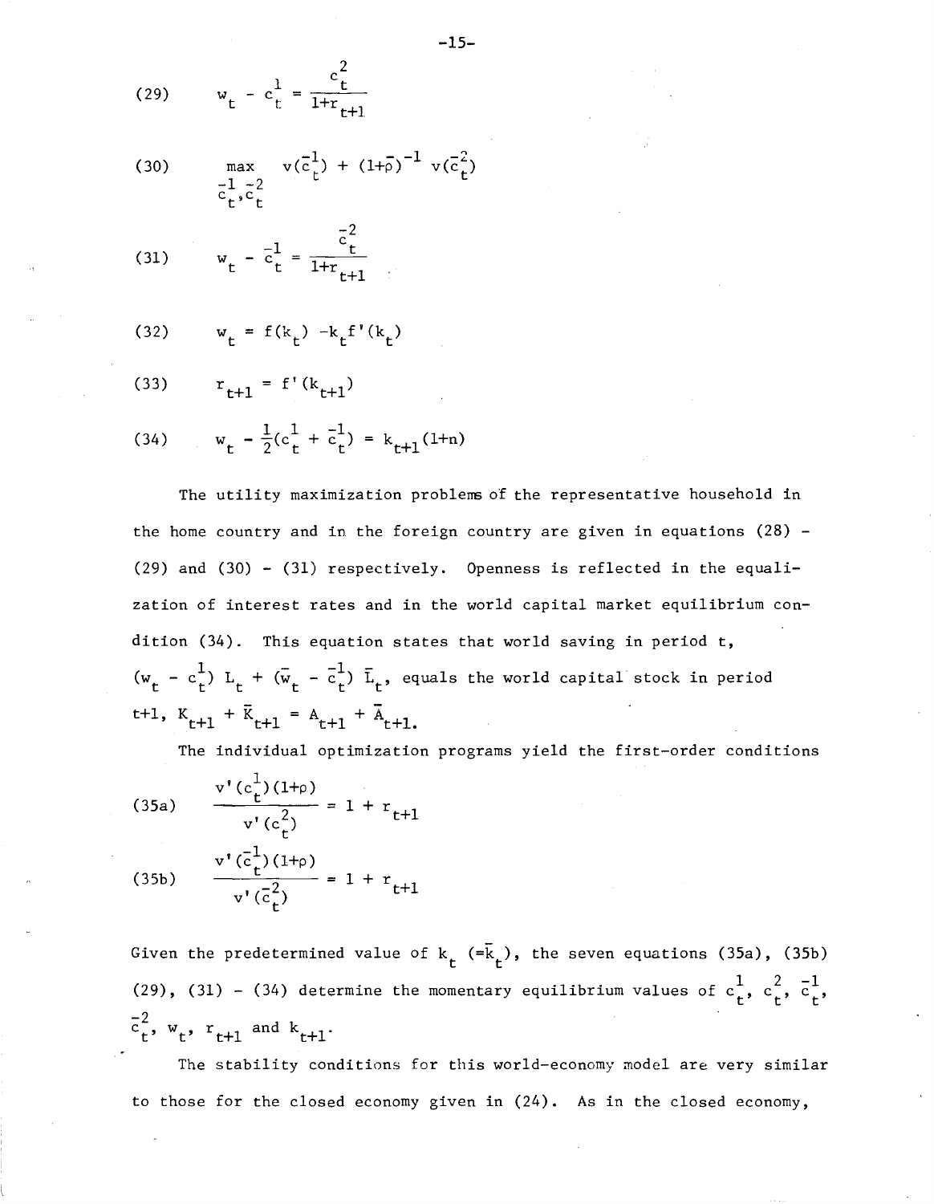$$(29) \qquad w_t - c_t^1 = \frac{c_t^2}{1+r_{t+1}}$$

$$(30) \qquad \max_{\bar{c}_t^1, \bar{c}_t^2} \quad v(\bar{c}_t^1) + (1+\bar{\rho})^{-1} v(\bar{c}_t^2)$$

$$(31) \qquad w_t - \bar{c}_t^1 = \frac{\bar{c}_t^2}{1+r_{t+1}}$$

$$(32) \qquad w_t = f(k_t) - k_t f'(k_t)$$

$$(33) \qquad r_{t+1} = f'(k_{t+1})$$

$$(34) \qquad w_t - \frac{1}{2}(c_t^1 + \bar{c}_t^1) = k_{t+1}(1+n)$$

The utility maximization problems of the representative household in the home country and in the foreign country are given in equations (28) - (29) and (30) - (31) respectively. Openness is reflected in the equalization of interest rates and in the world capital market equilibrium condition (34). This equation states that world saving in period t, $(w_t - c_t^1) L_t + (\bar{w}_t - \bar{c}_t^1) \bar{L}_t$, equals the world capital stock in period t+1, $K_{t+1} + \bar{K}_{t+1} = A_{t+1} + \bar{A}_{t+1}$.

The individual optimization programs yield the first-order conditions

$$(35a) \qquad \frac{v'(c_t^1)(1+\rho)}{v'(c_t^2)} = 1 + r_{t+1}$$

$$(35b) \qquad \frac{v'(\bar{c}_t^1)(1+\rho)}{v'(\bar{c}_t^2)} = 1 + r_{t+1}$$

Given the predetermined value of $k_t$ $(=\bar{k}_t)$, the seven equations (35a), (35b) (29), (31) - (34) determine the momentary equilibrium values of $c_t^1$, $c_t^2$, $\bar{c}_t^1$, $\bar{c}_t^2$, $w_t$, $r_{t+1}$ and $k_{t+1}$.

The stability conditions for this world-economy model are very similar to those for the closed economy given in (24). As in the closed economy,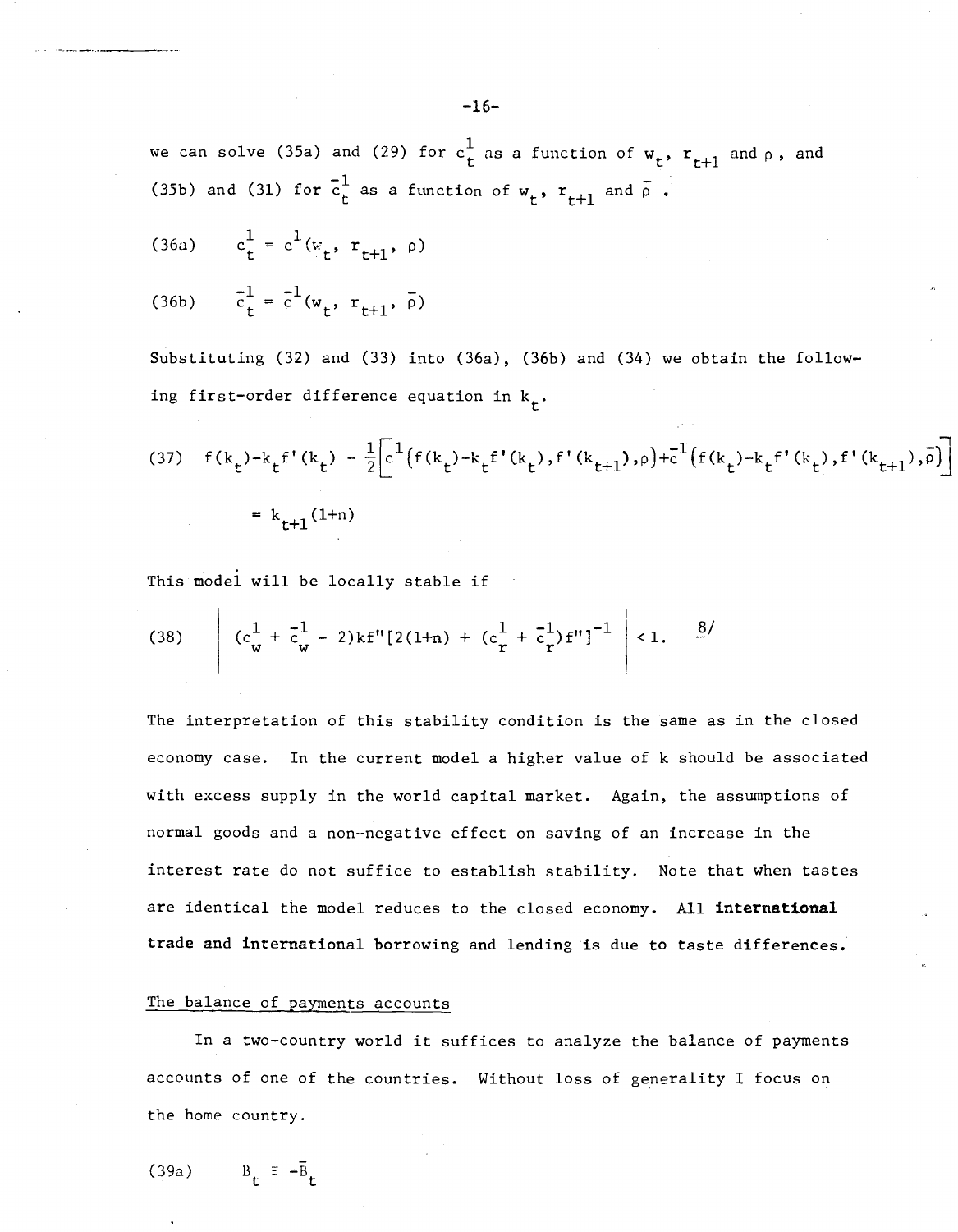we can solve (35a) and (29) for $c_t^1$ as a function of $w_t$, $r_{t+1}$ and $\rho$, and (35b) and (31) for $\bar{c}_t^1$ as a function of $w_t$, $r_{t+1}$ and $\bar{\rho}$.

$$\text{(36a)} \qquad c_t^1 = c^1(w_t, r_{t+1}, \rho)$$

$$\text{(36b)} \qquad \bar{c}_t^1 = \bar{c}^1(w_t, r_{t+1}, \bar{\rho})$$

Substituting (32) and (33) into (36a), (36b) and (34) we obtain the following first-order difference equation in $k_t$.

$$\text{(37)} \quad f(k_t)-k_tf'(k_t) - \frac{1}{2}\Big[c^1\big(f(k_t)-k_tf'(k_t),f'(k_{t+1}),\rho\big)+\bar{c}^1\big(f(k_t)-k_tf'(k_t),f'(k_{t+1}),\bar{\rho}\big)\Big]$$

$$= k_{t+1}(1+n)$$

This model will be locally stable if

$$\text{(38)} \qquad \left| (c_w^1 + \bar{c}_w^1 - 2)kf''[2(1+n) + (c_r^1 + \bar{c}_r^1)f'']^{-1} \right| < 1. \quad \text{8/}$$

The interpretation of this stability condition is the same as in the closed economy case. In the current model a higher value of k should be associated with excess supply in the world capital market. Again, the assumptions of normal goods and a non-negative effect on saving of an increase in the interest rate do not suffice to establish stability. Note that when tastes are identical the model reduces to the closed economy. All international trade and international borrowing and lending is due to taste differences.

## The balance of payments accounts

In a two-country world it suffices to analyze the balance of payments accounts of one of the countries. Without loss of generality I focus on the home country.

$$\text{(39a)} \qquad B_t \equiv -\bar{B}_t$$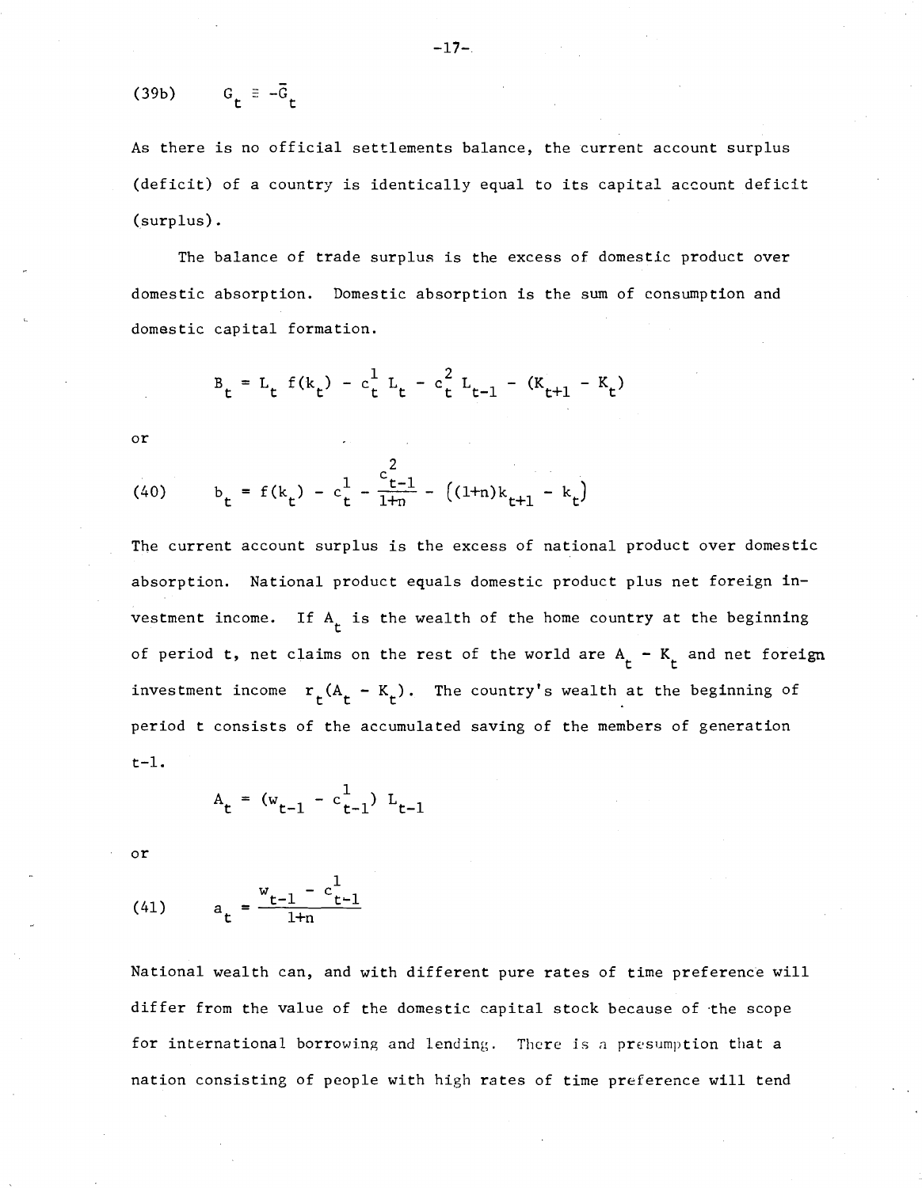$$G_t \equiv -\bar{G}_t \tag{39b}$$

As there is no official settlements balance, the current account surplus (deficit) of a country is identically equal to its capital account deficit (surplus).

The balance of trade surplus is the excess of domestic product over domestic absorption. Domestic absorption is the sum of consumption and domestic capital formation.

$$B_t = L_t f(k_t) - c_t^1 L_t - c_t^2 L_{t-1} - (K_{t+1} - K_t)$$

or

$$b_t = f(k_t) - c_t^1 - \frac{c_{t-1}^2}{1+n} - \left((1+n)k_{t+1} - k_t\right) \tag{40}$$

The current account surplus is the excess of national product over domestic absorption. National product equals domestic product plus net foreign investment income. If $A_t$ is the wealth of the home country at the beginning of period t, net claims on the rest of the world are $A_t - K_t$ and net foreign investment income $r_t(A_t - K_t)$. The country's wealth at the beginning of period t consists of the accumulated saving of the members of generation t-1.

$$A_t = (w_{t-1} - c_{t-1}^1) L_{t-1}$$

or

$$a_t = \frac{w_{t-1} - c_{t-1}^1}{1+n} \tag{41}$$

National wealth can, and with different pure rates of time preference will differ from the value of the domestic capital stock because of the scope for international borrowing and lending. There is a presumption that a nation consisting of people with high rates of time preference will tend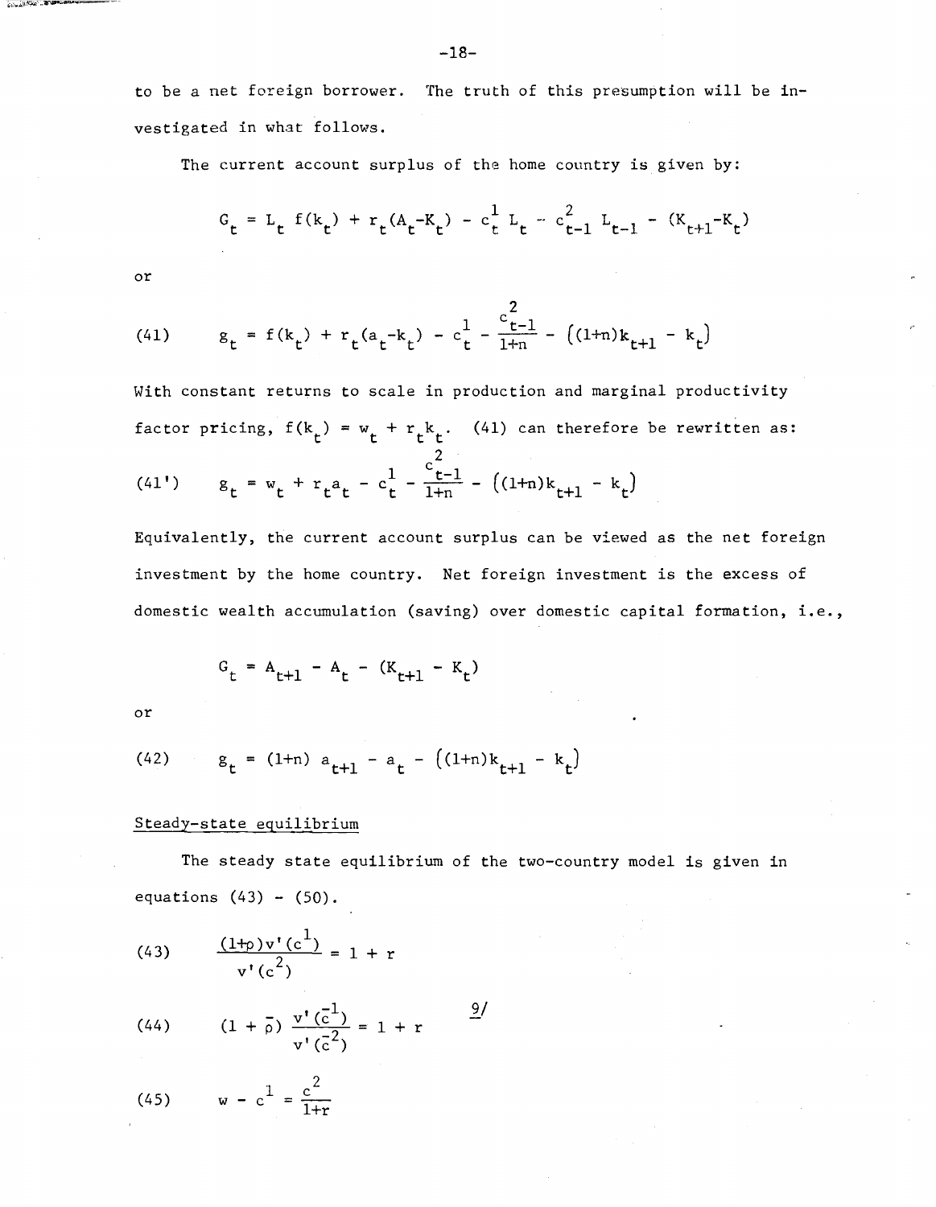to be a net foreign borrower. The truth of this presumption will be investigated in what follows.

The current account surplus of the home country is given by:

$$G_t = L_t f(k_t) + r_t(A_t - K_t) - c_t^1 L_t - c_{t-1}^2 L_{t-1} - (K_{t+1} - K_t)$$

or

$$\text{(41)} \qquad g_t = f(k_t) + r_t(a_t - k_t) - c_t^1 - \frac{c_{t-1}^2}{1+n} - \big((1+n)k_{t+1} - k_t\big)$$

With constant returns to scale in production and marginal productivity factor pricing, $f(k_t) = w_t + r_t k_t$. (41) can therefore be rewritten as:

$$\text{(41')} \qquad g_t = w_t + r_t a_t - c_t^1 - \frac{c_{t-1}^2}{1+n} - \big((1+n)k_{t+1} - k_t\big)$$

Equivalently, the current account surplus can be viewed as the net foreign investment by the home country. Net foreign investment is the excess of domestic wealth accumulation (saving) over domestic capital formation, i.e.,

$$G_t = A_{t+1} - A_t - (K_{t+1} - K_t)$$

or

$$\text{(42)} \qquad g_t = (1+n)\, a_{t+1} - a_t - \big((1+n)k_{t+1} - k_t\big)$$

Steady-state equilibrium

The steady state equilibrium of the two-country model is given in equations (43) - (50).

$$\text{(43)} \qquad \frac{(1+\rho)v'(c^1)}{v'(c^2)} = 1 + r$$

$$\text{(44)} \qquad (1+\bar{\rho})\frac{v'(\bar{c}^1)}{v'(\bar{c}^2)} = 1 + r \qquad \text{9/}$$

$$\text{(45)} \qquad w - c^1 = \frac{c^2}{1+r}$$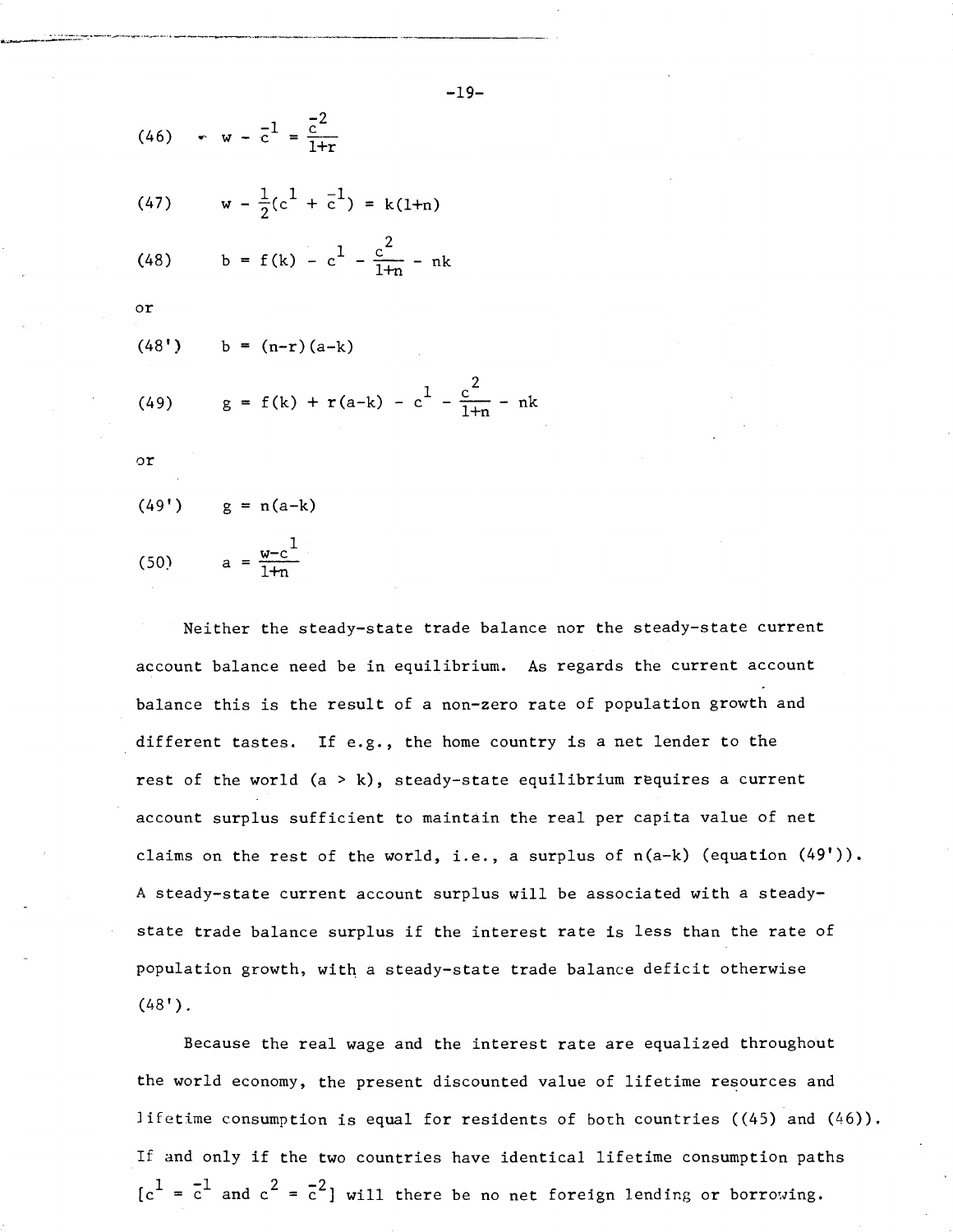$$w - \bar{c}^1 = \frac{\bar{c}^2}{1+r} \tag{46}$$

$$w - \frac{1}{2}(c^1 + \bar{c}^1) = k(1+n) \tag{47}$$

$$b = f(k) - c^1 - \frac{c^2}{1+n} - nk \tag{48}$$

or

$$b = (n-r)(a-k) \tag{48'}$$

$$g = f(k) + r(a-k) - c^1 - \frac{c^2}{1+n} - nk \tag{49}$$

or

$$g = n(a-k) \tag{49'}$$

$$a = \frac{w-c^1}{1+n} \tag{50}$$

Neither the steady-state trade balance nor the steady-state current account balance need be in equilibrium. As regards the current account balance this is the result of a non-zero rate of population growth and different tastes. If e.g., the home country is a net lender to the rest of the world ($a > k$), steady-state equilibrium requires a current account surplus sufficient to maintain the real per capita value of net claims on the rest of the world, i.e., a surplus of $n(a-k)$ (equation (49')). A steady-state current account surplus will be associated with a steady-state trade balance surplus if the interest rate is less than the rate of population growth, with a steady-state trade balance deficit otherwise (48').

Because the real wage and the interest rate are equalized throughout the world economy, the present discounted value of lifetime resources and lifetime consumption is equal for residents of both countries ((45) and (46)). If and only if the two countries have identical lifetime consumption paths [$c^1 = \bar{c}^1$ and $c^2 = \bar{c}^2$] will there be no net foreign lending or borrowing.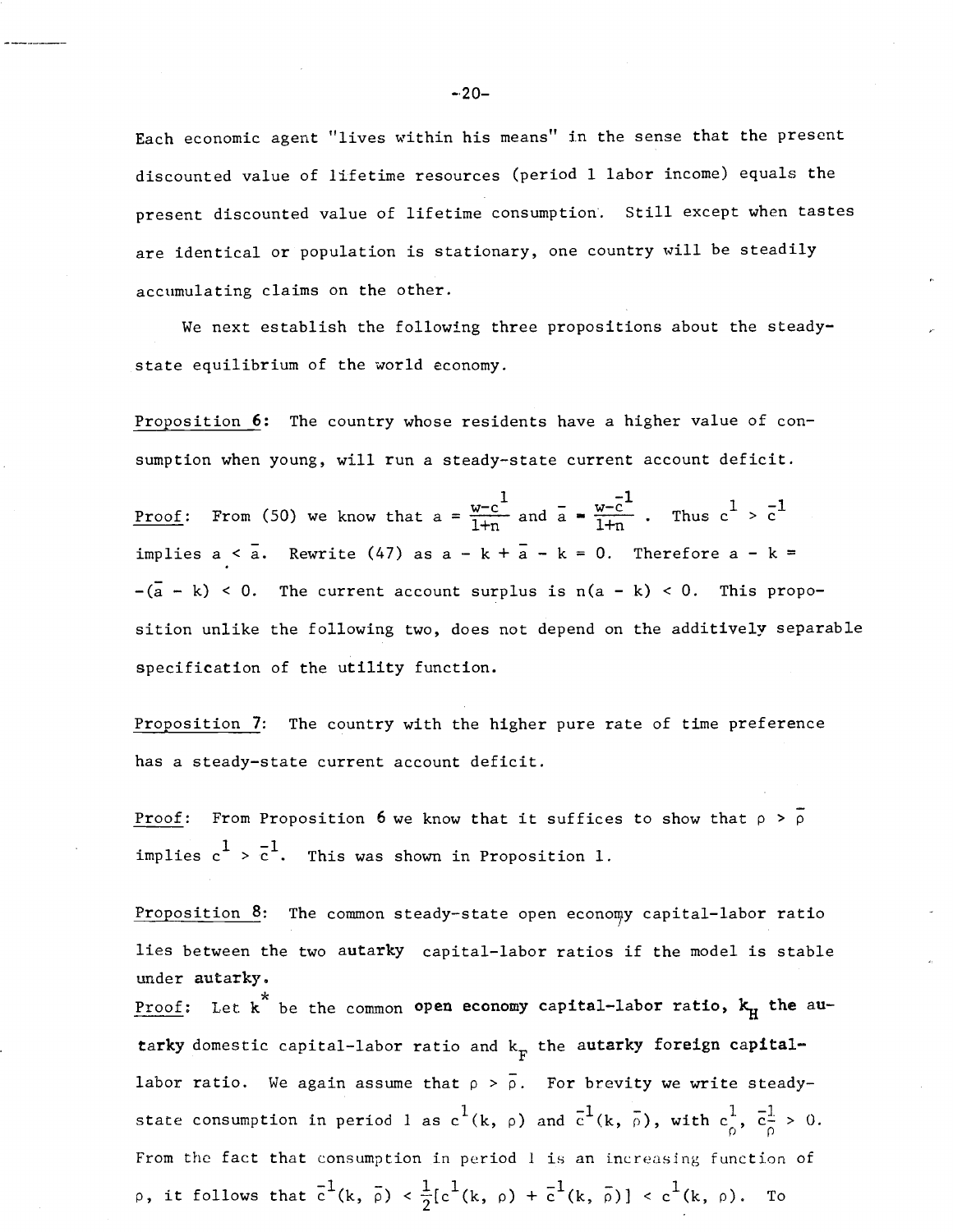Each economic agent "lives within his means" in the sense that the present discounted value of lifetime resources (period 1 labor income) equals the present discounted value of lifetime consumption. Still except when tastes are identical or population is stationary, one country will be steadily accumulating claims on the other.

We next establish the following three propositions about the steady-state equilibrium of the world economy.

Proposition 6: The country whose residents have a higher value of consumption when young, will run a steady-state current account deficit.

Proof: From (50) we know that $a = \frac{w-c^1}{1+n}$ and $\bar{a} = \frac{w-\bar{c}^1}{1+n}$. Thus $c^1 > \bar{c}^1$ implies $a < \bar{a}$. Rewrite (47) as $a - k + \bar{a} - k = 0$. Therefore $a - k = -(\bar{a} - k) < 0$. The current account surplus is $n(a - k) < 0$. This proposition unlike the following two, does not depend on the additively separable specification of the utility function.

Proposition 7: The country with the higher pure rate of time preference has a steady-state current account deficit.

Proof: From Proposition 6 we know that it suffices to show that $\rho > \bar{\rho}$ implies $c^1 > \bar{c}^1$. This was shown in Proposition 1.

Proposition 8: The common steady-state open economy capital-labor ratio lies between the two autarky capital-labor ratios if the model is stable under autarky.

Proof: Let $k^*$ be the common open economy capital-labor ratio, $k_H$ the autarky domestic capital-labor ratio and $k_F$ the autarky foreign capital-labor ratio. We again assume that $\rho > \bar{\rho}$. For brevity we write steady-state consumption in period 1 as $c^1(k, \rho)$ and $\bar{c}^1(k, \bar{\rho})$, with $c^1_\rho, \bar{c}^1_{\bar{\rho}} > 0$. From the fact that consumption in period 1 is an increasing function of $\rho$, it follows that $\bar{c}^1(k, \bar{\rho}) < \frac{1}{2}[c^1(k, \rho) + \bar{c}^1(k, \bar{\rho})] < c^1(k, \rho)$. To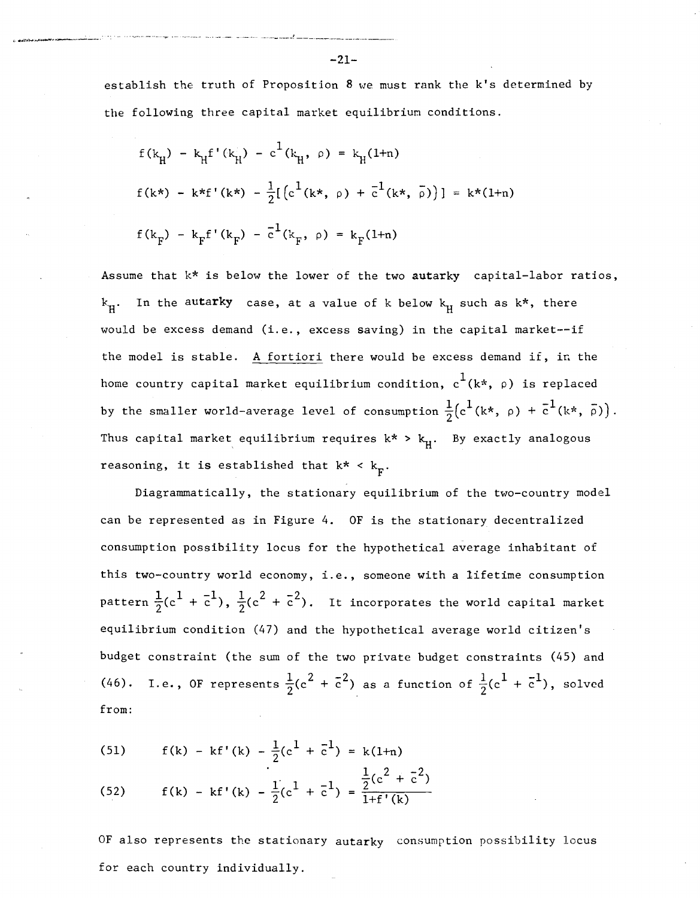establish the truth of Proposition 8 we must rank the k's determined by the following three capital market equilibrium conditions.

$$f(k_H) - k_H f'(k_H) - c^1(k_H, \rho) = k_H(1+n)$$

$$f(k^*) - k^* f'(k^*) - \tfrac{1}{2}[(c^1(k^*, \rho) + \bar{c}^1(k^*, \bar{\rho}))] = k^*(1+n)$$

$$f(k_F) - k_F f'(k_F) - \bar{c}^1(k_F, \rho) = k_F(1+n)$$

Assume that $k^*$ is below the lower of the two **autarky** capital-labor ratios, $k_H$. In the **autarky** case, at a value of k below $k_H$ such as $k^*$, there would be excess demand (i.e., excess saving) in the capital market--if the model is stable. A fortiori there would be excess demand if, in the home country capital market equilibrium condition, $c^1(k^*, \rho)$ is replaced by the smaller world-average level of consumption $\tfrac{1}{2}(c^1(k^*, \rho) + \bar{c}^1(k^*, \bar{\rho}))$. Thus capital market equilibrium requires $k^* > k_H$. By exactly analogous reasoning, it is established that $k^* < k_F$.

Diagrammatically, the stationary equilibrium of the two-country model can be represented as in Figure 4. OF is the stationary decentralized consumption possibility locus for the hypothetical average inhabitant of this two-country world economy, i.e., someone with a lifetime consumption pattern $\tfrac{1}{2}(c^1 + \bar{c}^1)$, $\tfrac{1}{2}(c^2 + \bar{c}^2)$. It incorporates the world capital market equilibrium condition (47) and the hypothetical average world citizen's budget constraint (the sum of the two private budget constraints (45) and (46). I.e., OF represents $\tfrac{1}{2}(c^2 + \bar{c}^2)$ as a function of $\tfrac{1}{2}(c^1 + \bar{c}^1)$, solved from:

$$(51) \qquad f(k) - kf'(k) - \tfrac{1}{2}(c^1 + \bar{c}^1) = k(1+n)$$

$$(52) \qquad f(k) - kf'(k) - \tfrac{1}{2}(c^1 + \bar{c}^1) = \frac{\tfrac{1}{2}(c^2 + \bar{c}^2)}{1+f'(k)}$$

OF also represents the stationary autarky consumption possibility locus for each country individually.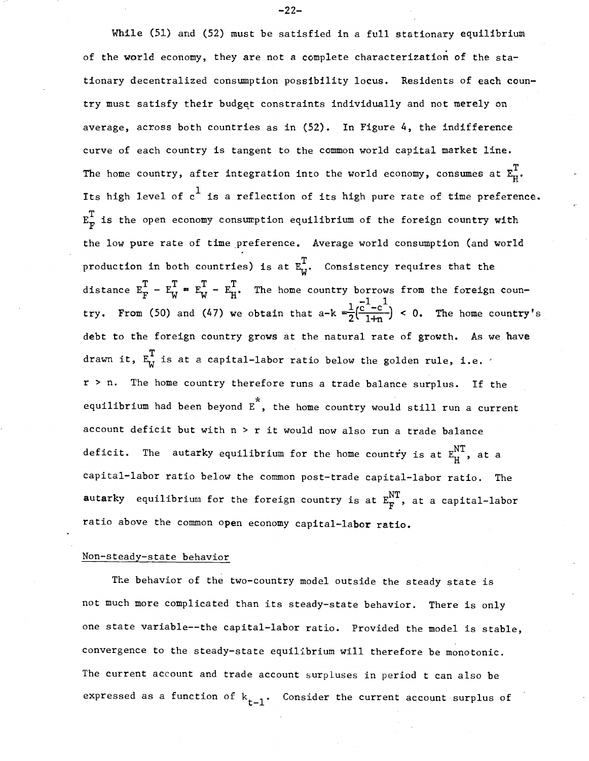While (51) and (52) must be satisfied in a full stationary equilibrium of the world economy, they are not a complete characterization of the stationary decentralized consumption possibility locus. Residents of each country must satisfy their budget constraints individually and not merely on average, across both countries as in (52). In Figure 4, the indifference curve of each country is tangent to the common world capital market line. The home country, after integration into the world economy, consumes at $E_H^T$. Its high level of $c^1$ is a reflection of its high pure rate of time preference. $E_F^T$ is the open economy consumption equilibrium of the foreign country with the low pure rate of time preference. Average world consumption (and world production in both countries) is at $E_W^T$. Consistency requires that the distance $E_F^T - E_W^T = E_W^T - E_H^T$. The home country borrows from the foreign country. From (50) and (47) we obtain that $a-k = \frac{1}{2}\left(\frac{c^{-1}-c^{1}}{1+n}\right) < 0$. The home country's debt to the foreign country grows at the natural rate of growth. As we have drawn it, $E_W^T$ is at a capital-labor ratio below the golden rule, i.e. $r > n$. The home country therefore runs a trade balance surplus. If the equilibrium had been beyond $E^*$, the home country would still run a current account deficit but with $n > r$ it would now also run a trade balance deficit. The autarky equilibrium for the home country is at $E_H^{NT}$, at a capital-labor ratio below the common post-trade capital-labor ratio. The autarky equilibrium for the foreign country is at $E_F^{NT}$, at a capital-labor ratio above the common open economy capital-labor ratio.

Non-steady-state behavior

The behavior of the two-country model outside the steady state is not much more complicated than its steady-state behavior. There is only one state variable--the capital-labor ratio. Provided the model is stable, convergence to the steady-state equilibrium will therefore be monotonic. The current account and trade account surpluses in period t can also be expressed as a function of $k_{t-1}$. Consider the current account surplus of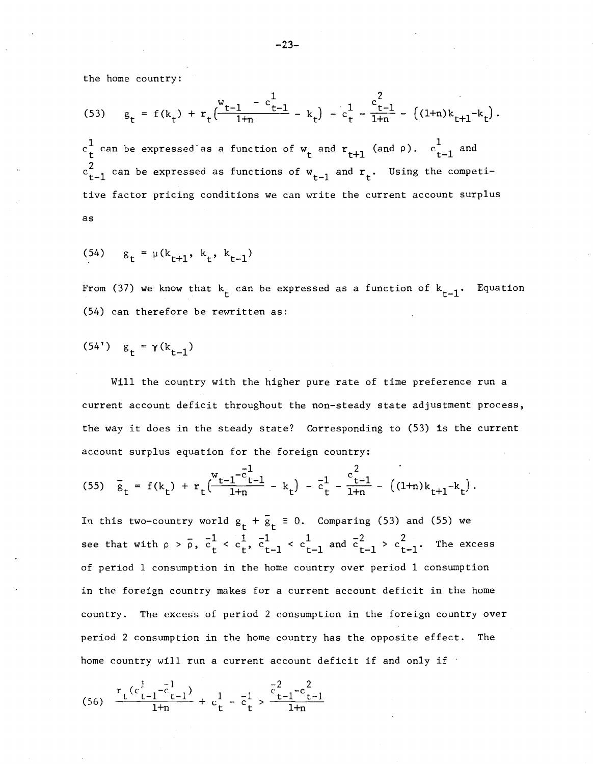the home country:

$$(53) \quad g_t = f(k_t) + r_t\left(\frac{w_{t-1} - c^1_{t-1}}{1+n} - k_t\right) - c^1_t - \frac{c^2_{t-1}}{1+n} - \left((1+n)k_{t+1} - k_t\right).$$

$c^1_t$ can be expressed as a function of $w_t$ and $r_{t+1}$ (and $\rho$). $c^1_{t-1}$ and $c^2_{t-1}$ can be expressed as functions of $w_{t-1}$ and $r_t$. Using the competitive factor pricing conditions we can write the current account surplus as

$$(54) \quad g_t = \mu(k_{t+1}, k_t, k_{t-1})$$

From (37) we know that $k_t$ can be expressed as a function of $k_{t-1}$. Equation (54) can therefore be rewritten as:

$$(54') \quad g_t = \gamma(k_{t-1})$$

Will the country with the higher pure rate of time preference run a current account deficit throughout the non-steady state adjustment process, the way it does in the steady state? Corresponding to (53) is the current account surplus equation for the foreign country:

$$(55) \quad \bar{g}_t = f(k_t) + r_t\left(\frac{w_{t-1} - \bar{c}^1_{t-1}}{1+n} - k_t\right) - \bar{c}^1_t - \frac{\bar{c}^2_{t-1}}{1+n} - \left((1+n)k_{t+1} - k_t\right).$$

In this two-country world $g_t + \bar{g}_t \equiv 0$. Comparing (53) and (55) we see that with $\rho > \bar{\rho}$, $\bar{c}^1_t < c^1_t$, $\bar{c}^1_{t-1} < c^1_{t-1}$ and $\bar{c}^2_{t-1} > c^2_{t-1}$. The excess of period 1 consumption in the home country over period 1 consumption in the foreign country makes for a current account deficit in the home country. The excess of period 2 consumption in the foreign country over period 2 consumption in the home country has the opposite effect. The home country will run a current account deficit if and only if

$$(56) \quad \frac{r_t(c^1_{t-1} - \bar{c}^1_{t-1})}{1+n} + c^1_t - \bar{c}^1_t > \frac{\bar{c}^2_{t-1} - c^2_{t-1}}{1+n}$$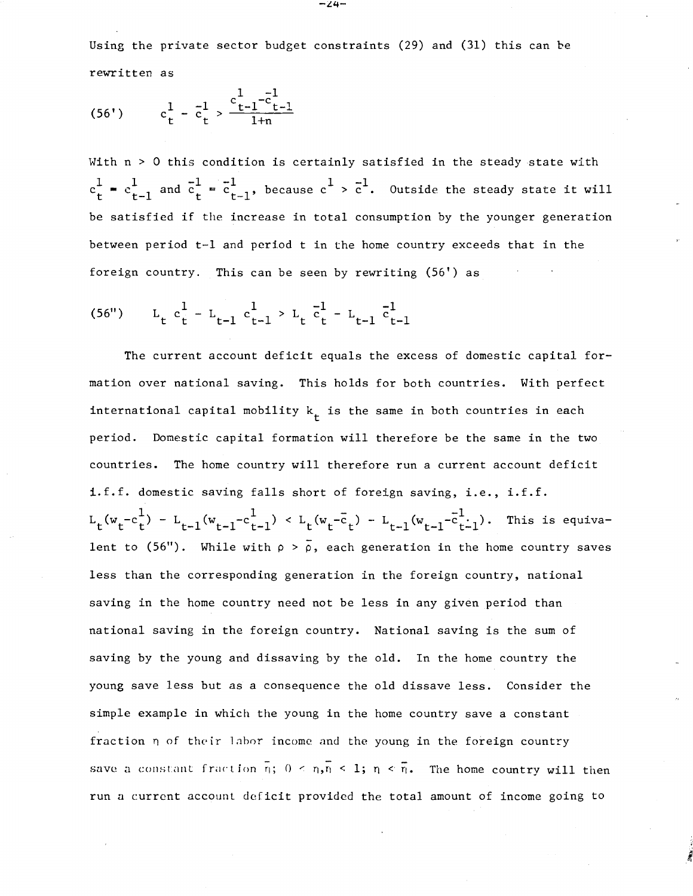Using the private sector budget constraints (29) and (31) this can be rewritten as

$$(56') \qquad c_t^1 - \bar{c}_t^1 > \frac{c_{t-1}^1 - \bar{c}_{t-1}^1}{1+n}$$

With $n > 0$ this condition is certainly satisfied in the steady state with $c_t^1 = c_{t-1}^1$ and $\bar{c}_t^1 = \bar{c}_{t-1}^1$, because $c^1 > \bar{c}^1$. Outside the steady state it will be satisfied if the increase in total consumption by the younger generation between period t-1 and period t in the home country exceeds that in the foreign country. This can be seen by rewriting (56') as

$$(56'') \qquad L_t c_t^1 - L_{t-1} c_{t-1}^1 > L_t \bar{c}_t^1 - L_{t-1} \bar{c}_{t-1}^1$$

The current account deficit equals the excess of domestic capital formation over national saving. This holds for both countries. With perfect international capital mobility $k_t$ is the same in both countries in each period. Domestic capital formation will therefore be the same in the two countries. The home country will therefore run a current account deficit i.f.f. domestic saving falls short of foreign saving, i.e., i.f.f. $L_t(w_t - c_t^1) - L_{t-1}(w_{t-1} - c_{t-1}^1) < L_t(w_t - \bar{c}_t) - L_{t-1}(w_{t-1} - \bar{c}_{t-1}^1)$. This is equivalent to (56"). While with $\rho > \bar{\rho}$, each generation in the home country saves less than the corresponding generation in the foreign country, national saving in the home country need not be less in any given period than national saving in the foreign country. National saving is the sum of saving by the young and dissaving by the old. In the home country the young save less but as a consequence the old dissave less. Consider the simple example in which the young in the home country save a constant fraction $\eta$ of their labor income and the young in the foreign country save a constant fraction $\bar{\eta}$; $0 < \eta, \bar{\eta} < 1$; $\eta < \bar{\eta}$. The home country will then run a current account deficit provided the total amount of income going to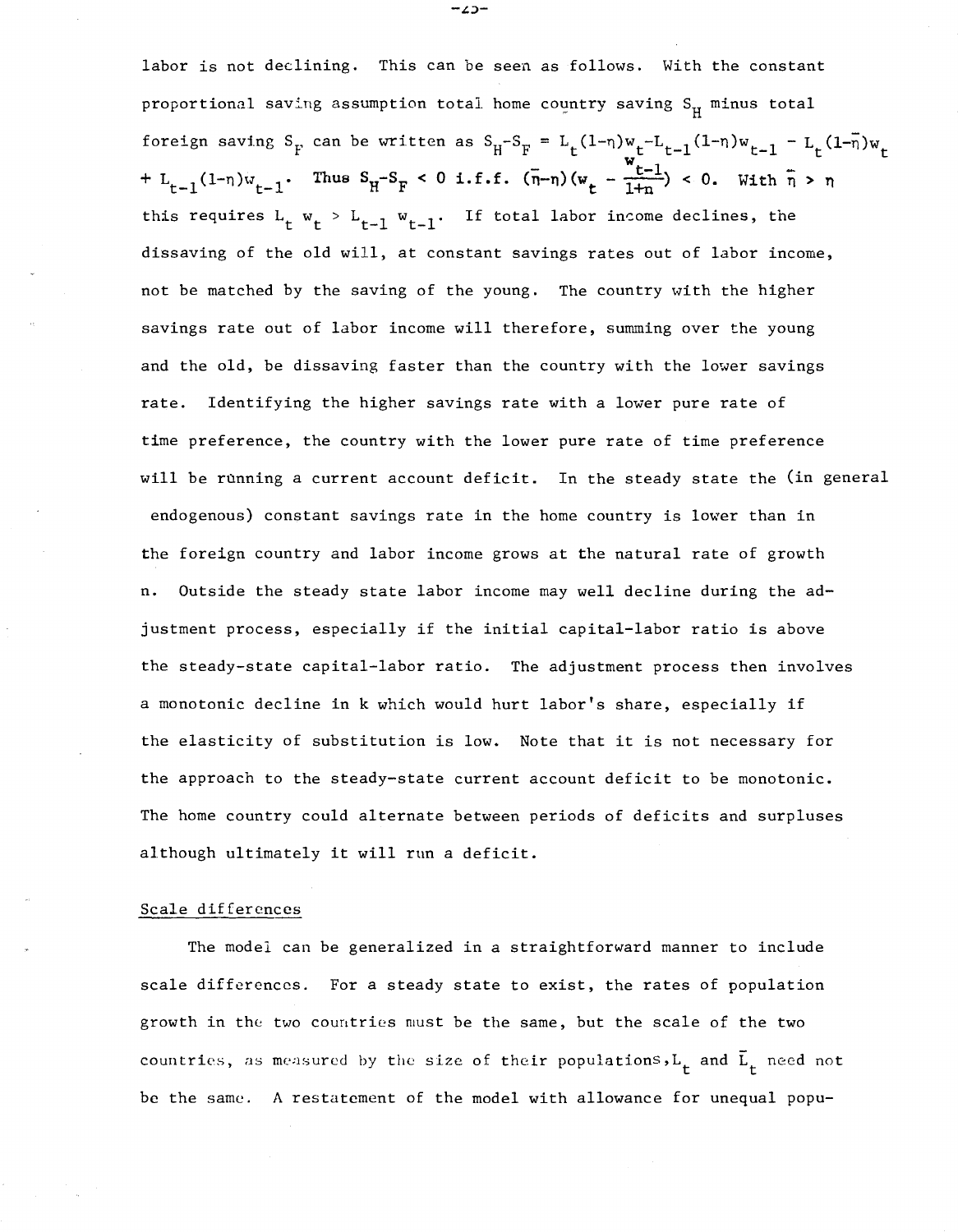labor is not declining. This can be seen as follows. With the constant proportional saving assumption total home country saving $S_H$ minus total foreign saving $S_F$ can be written as $S_H - S_F = L_t(1-\eta)w_t - L_{t-1}(1-\eta)w_{t-1} - L_t(1-\bar{\eta})w_t + L_{t-1}(1-\eta)w_{t-1}$. Thus $S_H - S_F < 0$ i.f.f. $(\bar{\eta}-\eta)(w_t - \frac{w_{t-1}}{1+n}) < 0$. With $\bar{\eta} > \eta$ this requires $L_t\ w_t > L_{t-1}\ w_{t-1}$. If total labor income declines, the dissaving of the old will, at constant savings rates out of labor income, not be matched by the saving of the young. The country with the higher savings rate out of labor income will therefore, summing over the young and the old, be dissaving faster than the country with the lower savings rate. Identifying the higher savings rate with a lower pure rate of time preference, the country with the lower pure rate of time preference will be running a current account deficit. In the steady state the (in general endogenous) constant savings rate in the home country is lower than in the foreign country and labor income grows at the natural rate of growth n. Outside the steady state labor income may well decline during the adjustment process, especially if the initial capital-labor ratio is above the steady-state capital-labor ratio. The adjustment process then involves a monotonic decline in k which would hurt labor's share, especially if the elasticity of substitution is low. Note that it is not necessary for the approach to the steady-state current account deficit to be monotonic. The home country could alternate between periods of deficits and surpluses although ultimately it will run a deficit.

## Scale differences

The model can be generalized in a straightforward manner to include scale differences. For a steady state to exist, the rates of population growth in the two countries must be the same, but the scale of the two countries, as measured by the size of their populations, $L_t$ and $\bar{L}_t$ need not be the same. A restatement of the model with allowance for unequal popu-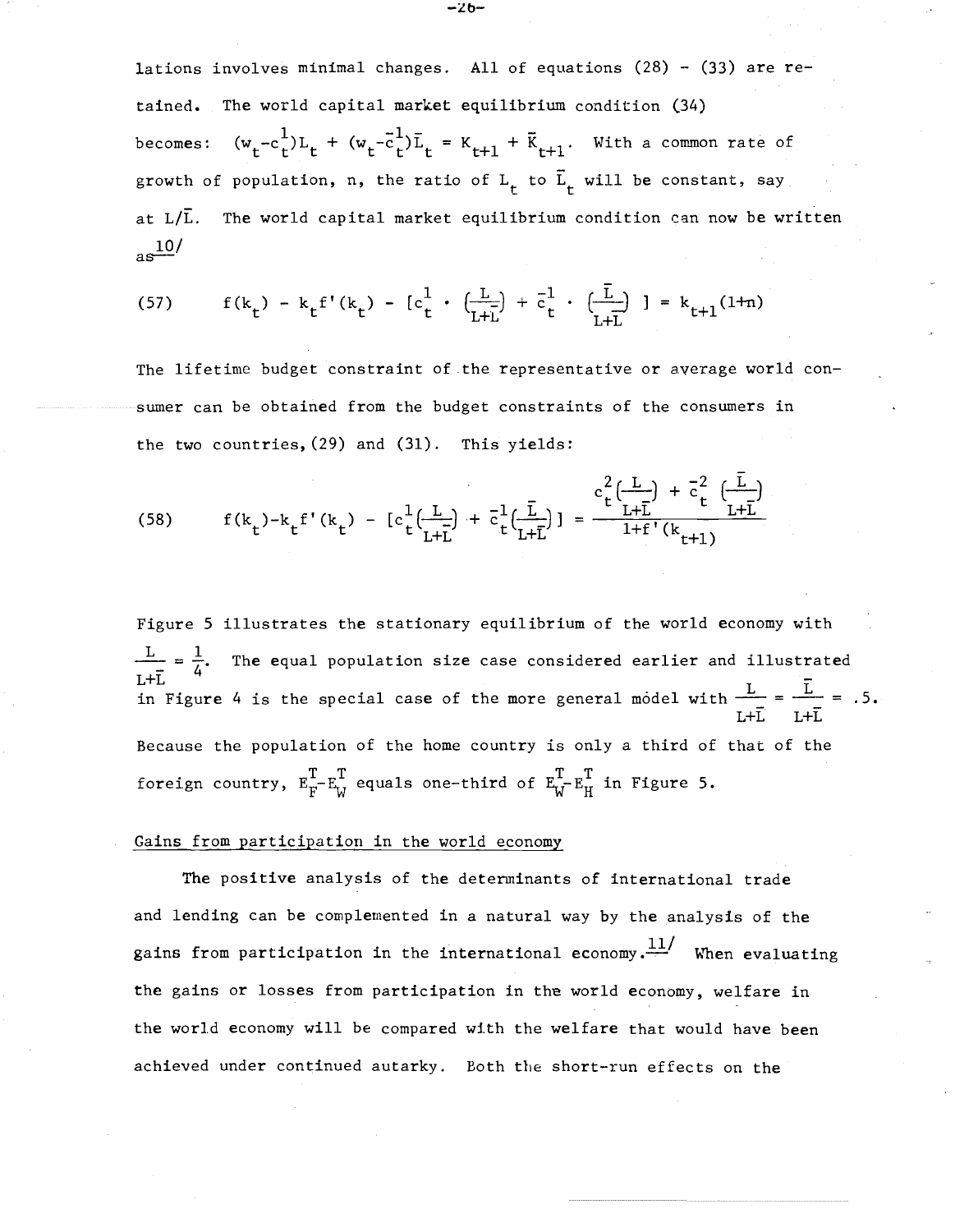lations involves minimal changes. All of equations (28) - (33) are retained. The world capital market equilibrium condition (34) becomes: $(w_t - c_t^1)L_t + (\bar{w}_t - \bar{c}_t^1)\bar{L}_t = K_{t+1} + \bar{K}_{t+1}$. With a common rate of growth of population, n, the ratio of $L_t$ to $\bar{L}_t$ will be constant, say at $L/\bar{L}$. The world capital market equilibrium condition can now be written as[10]

$$(57) \qquad f(k_t) - k_t f'(k_t) - \left[c_t^1 \cdot \left(\frac{L}{L+\bar{L}}\right) + \bar{c}_t^1 \cdot \left(\frac{\bar{L}}{L+\bar{L}}\right)\right] = k_{t+1}(1+n)$$

The lifetime budget constraint of the representative or average world consumer can be obtained from the budget constraints of the consumers in the two countries, (29) and (31). This yields:

$$(58) \qquad f(k_t) - k_t f'(k_t) - \left[c_t^1\left(\frac{L}{L+\bar{L}}\right) + \bar{c}_t^1\left(\frac{\bar{L}}{L+\bar{L}}\right)\right] = \frac{c_t^2\left(\frac{L}{L+\bar{L}}\right) + \bar{c}_t^2\left(\frac{\bar{L}}{L+\bar{L}}\right)}{1+f'(k_{t+1})}$$

Figure 5 illustrates the stationary equilibrium of the world economy with $\frac{L}{L+\bar{L}} = \frac{1}{4}$. The equal population size case considered earlier and illustrated in Figure 4 is the special case of the more general model with $\frac{L}{L+\bar{L}} = \frac{\bar{L}}{L+\bar{L}} = .5$. Because the population of the home country is only a third of that of the foreign country, $E_F^T - E_W^T$ equals one-third of $E_W^T - E_H^T$ in Figure 5.

## Gains from participation in the world economy

The positive analysis of the determinants of international trade and lending can be complemented in a natural way by the analysis of the gains from participation in the international economy.[11] When evaluating the gains or losses from participation in the world economy, welfare in the world economy will be compared with the welfare that would have been achieved under continued autarky. Both the short-run effects on the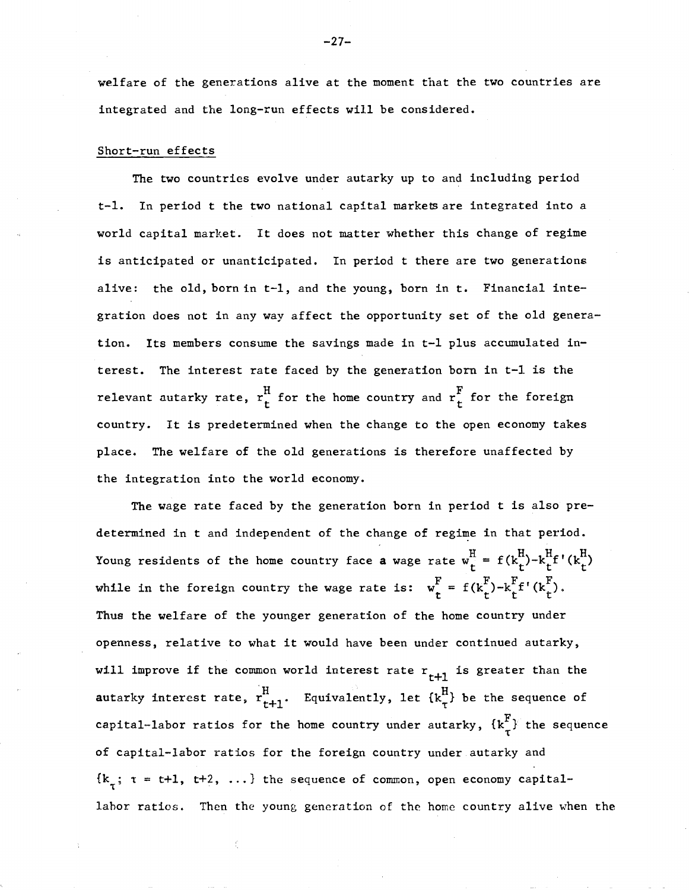welfare of the generations alive at the moment that the two countries are integrated and the long-run effects will be considered.

Short-run effects

The two countries evolve under autarky up to and including period t-1. In period t the two national capital markets are integrated into a world capital market. It does not matter whether this change of regime is anticipated or unanticipated. In period t there are two generations alive: the old, born in t-1, and the young, born in t. Financial integration does not in any way affect the opportunity set of the old generation. Its members consume the savings made in t-1 plus accumulated interest. The interest rate faced by the generation born in t-1 is the relevant autarky rate, $r_t^H$ for the home country and $r_t^F$ for the foreign country. It is predetermined when the change to the open economy takes place. The welfare of the old generations is therefore unaffected by the integration into the world economy.

The wage rate faced by the generation born in period t is also predetermined in t and independent of the change of regime in that period. Young residents of the home country face a wage rate $w_t^H = f(k_t^H)-k_t^H f'(k_t^H)$ while in the foreign country the wage rate is: $w_t^F = f(k_t^F)-k_t^F f'(k_t^F)$. Thus the welfare of the younger generation of the home country under openness, relative to what it would have been under continued autarky, will improve if the common world interest rate $r_{t+1}$ is greater than the autarky interest rate, $r_{t+1}^H$. Equivalently, let $\{k_\tau^H\}$ be the sequence of capital-labor ratios for the home country under autarky, $\{k_\tau^F\}$ the sequence of capital-labor ratios for the foreign country under autarky and $\{k_\tau;\ \tau = t+1, t+2, \ldots\}$ the sequence of common, open economy capital-labor ratios. Then the young generation of the home country alive when the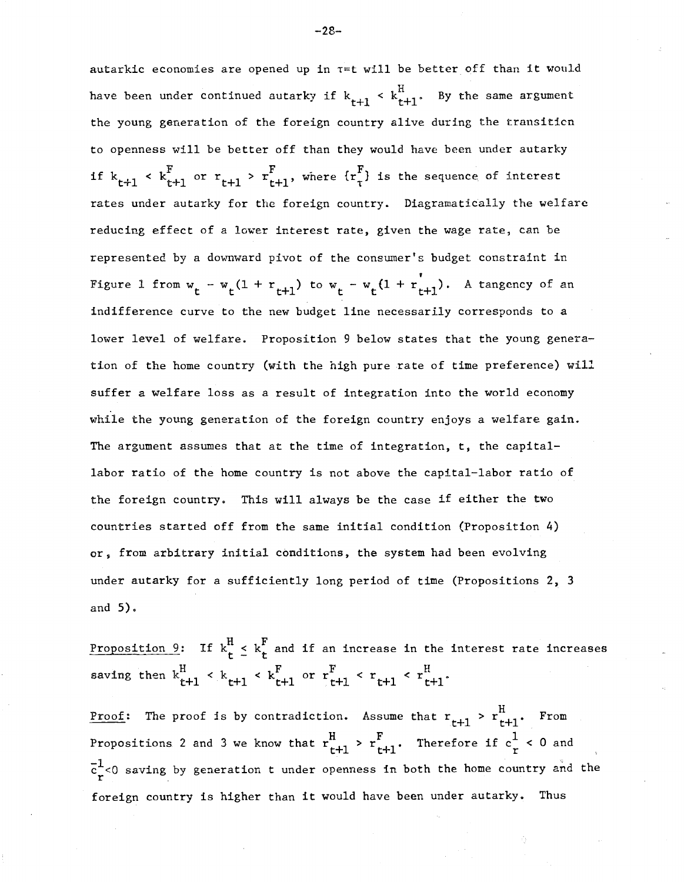autarkic economies are opened up in $\tau=t$ will be better off than it would have been under continued autarky if $k_{t+1} < k^H_{t+1}$. By the same argument the young generation of the foreign country alive during the transition to openness will be better off than they would have been under autarky if $k_{t+1} < k^F_{t+1}$ or $r_{t+1} > r^F_{t+1}$, where $\{r^F_\tau\}$ is the sequence of interest rates under autarky for the foreign country. Diagramatically the welfare reducing effect of a lower interest rate, given the wage rate, can be represented by a downward pivot of the consumer's budget constraint in Figure 1 from $w_t - w_t(1 + r_{t+1})$ to $w_t - w_t(1 + r'_{t+1})$. A tangency of an indifference curve to the new budget line necessarily corresponds to a lower level of welfare. Proposition 9 below states that the young generation of the home country (with the high pure rate of time preference) will suffer a welfare loss as a result of integration into the world economy while the young generation of the foreign country enjoys a welfare gain. The argument assumes that at the time of integration, t, the capital-labor ratio of the home country is not above the capital-labor ratio of the foreign country. This will always be the case if either the two countries started off from the same initial condition (Proposition 4) or, from arbitrary initial conditions, the system had been evolving under autarky for a sufficiently long period of time (Propositions 2, 3 and 5).

Proposition 9: If $k^H_t \leq k^F_t$ and if an increase in the interest rate increases saving then $k^H_{t+1} < k_{t+1} < k^F_{t+1}$ or $r^F_{t+1} < r_{t+1} < r^H_{t+1}$.

Proof: The proof is by contradiction. Assume that $r_{t+1} > r^H_{t+1}$. From Propositions 2 and 3 we know that $r^H_{t+1} > r^F_{t+1}$. Therefore if $c^1_r < 0$ and $\bar{c}^{-1}_r < 0$ saving by generation t under openness in both the home country and the foreign country is higher than it would have been under autarky. Thus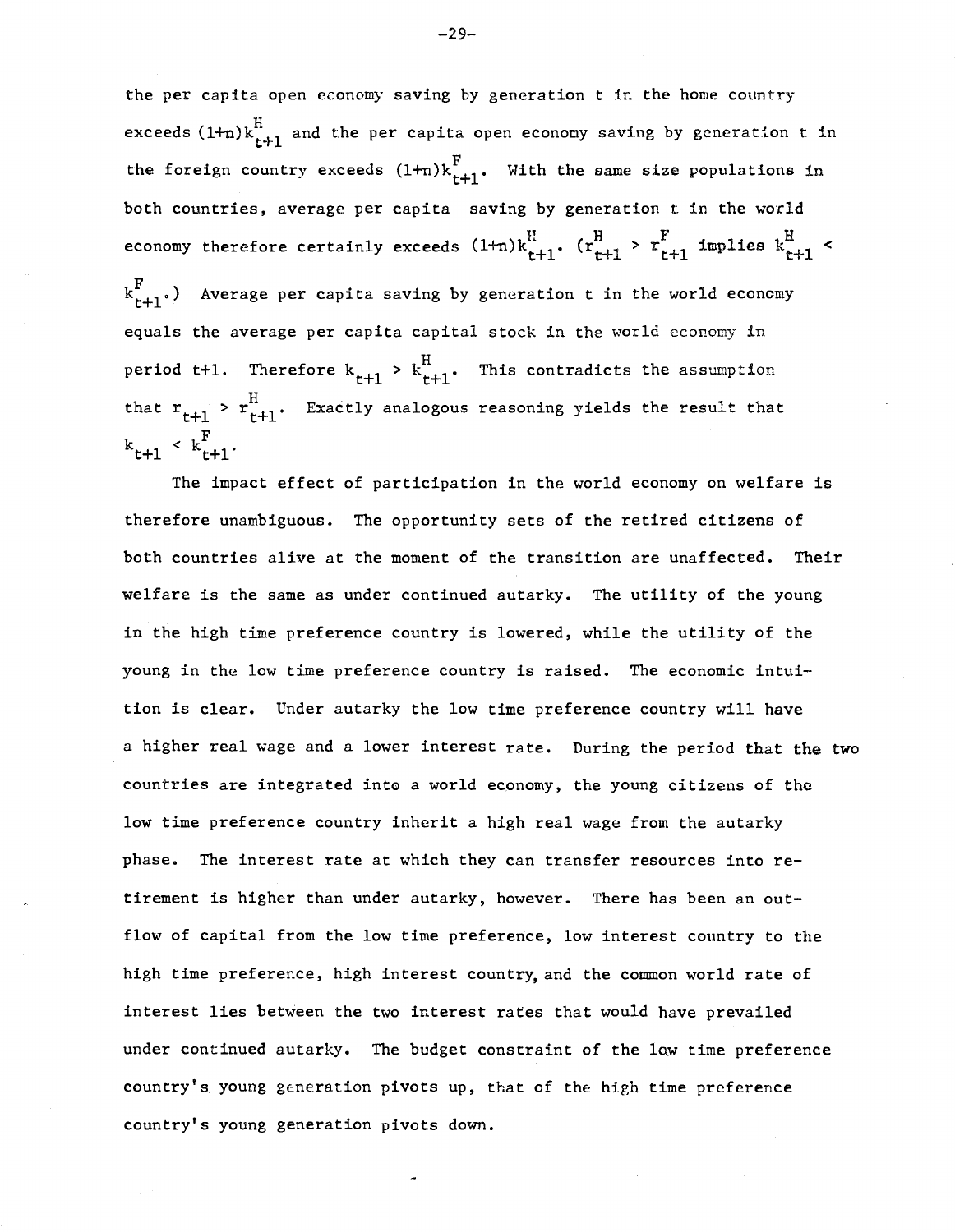the per capita open economy saving by generation t in the home country exceeds $(1+n)k^H_{t+1}$ and the per capita open economy saving by generation t in the foreign country exceeds $(1+n)k^F_{t+1}$. With the same size populations in both countries, average per capita saving by generation t in the world economy therefore certainly exceeds $(1+n)k^H_{t+1}$. ($r^H_{t+1} > r^F_{t+1}$ implies $k^H_{t+1} < k^F_{t+1}$.) Average per capita saving by generation t in the world economy equals the average per capita capital stock in the world economy in period t+1. Therefore $k_{t+1} > k^H_{t+1}$. This contradicts the assumption that $r_{t+1} > r^H_{t+1}$. Exactly analogous reasoning yields the result that $k_{t+1} < k^F_{t+1}$.

The impact effect of participation in the world economy on welfare is therefore unambiguous. The opportunity sets of the retired citizens of both countries alive at the moment of the transition are unaffected. Their welfare is the same as under continued autarky. The utility of the young in the high time preference country is lowered, while the utility of the young in the low time preference country is raised. The economic intuition is clear. Under autarky the low time preference country will have a higher real wage and a lower interest rate. During the period that the two countries are integrated into a world economy, the young citizens of the low time preference country inherit a high real wage from the autarky phase. The interest rate at which they can transfer resources into retirement is higher than under autarky, however. There has been an outflow of capital from the low time preference, low interest country to the high time preference, high interest country, and the common world rate of interest lies between the two interest rates that would have prevailed under continued autarky. The budget constraint of the low time preference country's young generation pivots up, that of the high time preference country's young generation pivots down.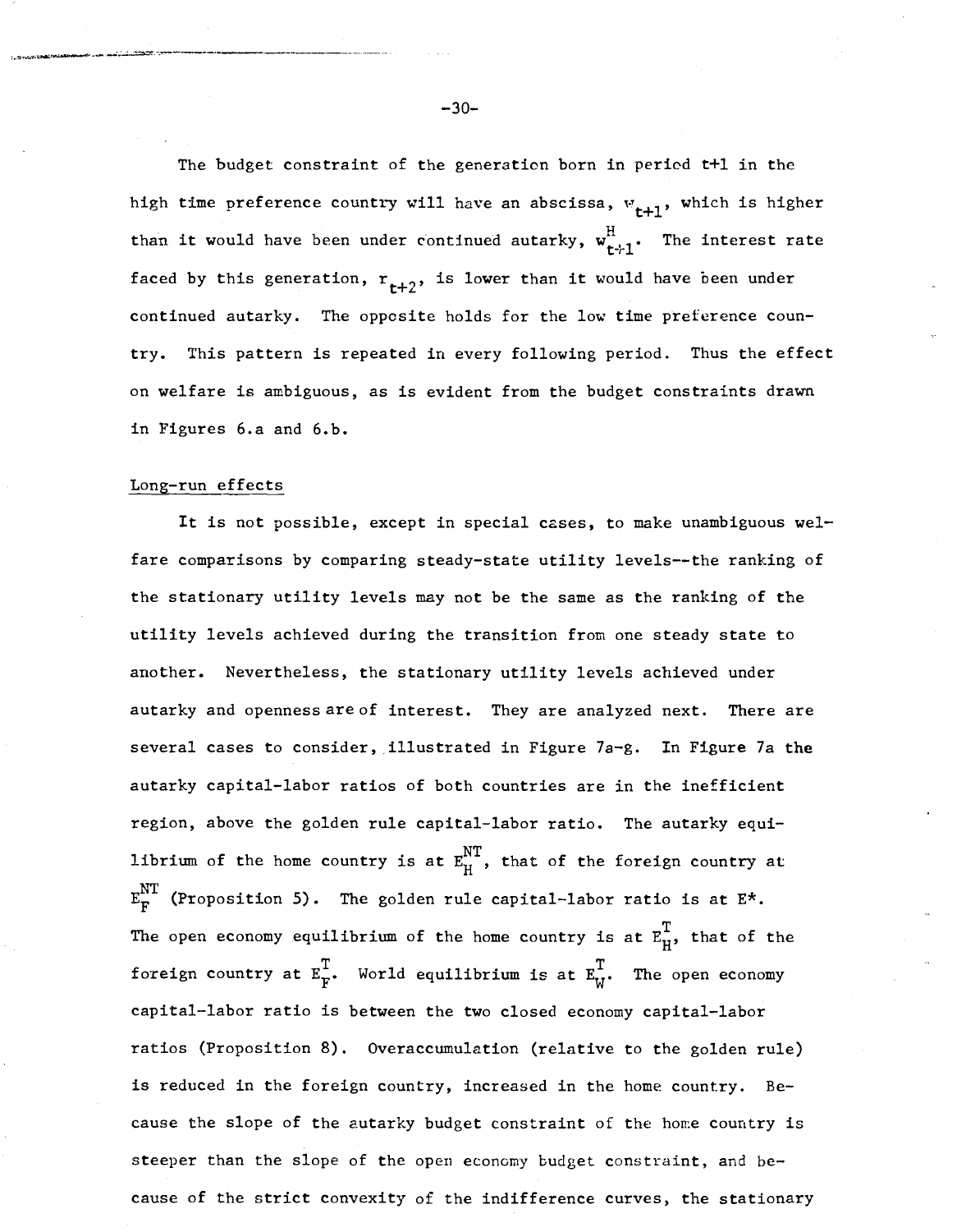The budget constraint of the generation born in period t+1 in the high time preference country will have an abscissa, $w_{t+1}$, which is higher than it would have been under continued autarky, $w^H_{t+1}$. The interest rate faced by this generation, $r_{t+2}$, is lower than it would have been under continued autarky. The opposite holds for the low time preference country. This pattern is repeated in every following period. Thus the effect on welfare is ambiguous, as is evident from the budget constraints drawn in Figures 6.a and 6.b.

Long-run effects

It is not possible, except in special cases, to make unambiguous welfare comparisons by comparing steady-state utility levels--the ranking of the stationary utility levels may not be the same as the ranking of the utility levels achieved during the transition from one steady state to another. Nevertheless, the stationary utility levels achieved under autarky and openness are of interest. They are analyzed next. There are several cases to consider, illustrated in Figure 7a-g. In Figure 7a the autarky capital-labor ratios of both countries are in the inefficient region, above the golden rule capital-labor ratio. The autarky equilibrium of the home country is at $E^{NT}_H$, that of the foreign country at $E^{NT}_F$ (Proposition 5). The golden rule capital-labor ratio is at $E^*$. The open economy equilibrium of the home country is at $E^T_H$, that of the foreign country at $E^T_F$. World equilibrium is at $E^T_W$. The open economy capital-labor ratio is between the two closed economy capital-labor ratios (Proposition 8). Overaccumulation (relative to the golden rule) is reduced in the foreign country, increased in the home country. Because the slope of the autarky budget constraint of the home country is steeper than the slope of the open economy budget constraint, and because of the strict convexity of the indifference curves, the stationary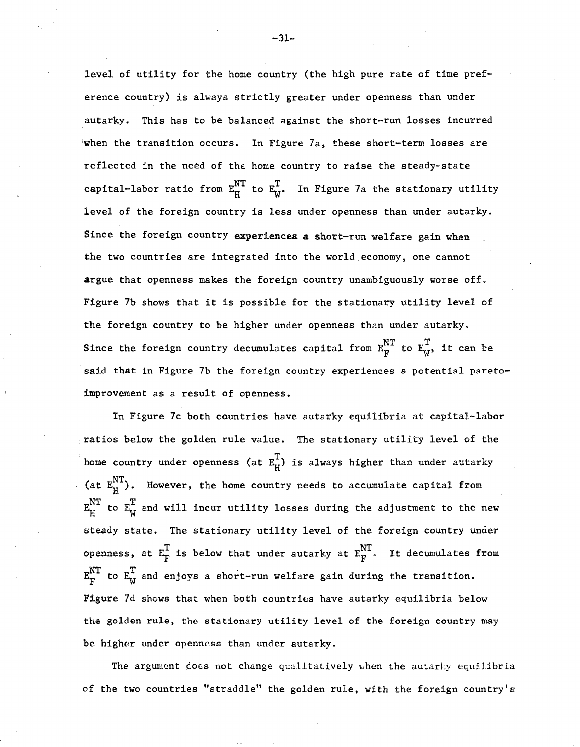level of utility for the home country (the high pure rate of time preference country) is always strictly greater under openness than under autarky. This has to be balanced against the short-run losses incurred when the transition occurs. In Figure 7a, these short-term losses are reflected in the need of the home country to raise the steady-state capital-labor ratio from $E_H^{NT}$ to $E_W^T$. In Figure 7a the stationary utility level of the foreign country is less under openness than under autarky. Since the foreign country experiences a short-run welfare gain when the two countries are integrated into the world economy, one cannot argue that openness makes the foreign country unambiguously worse off. Figure 7b shows that it is possible for the stationary utility level of the foreign country to be higher under openness than under autarky. Since the foreign country decumulates capital from $E_F^{NT}$ to $E_W^T$, it can be said that in Figure 7b the foreign country experiences a potential pareto-improvement as a result of openness.

In Figure 7c both countries have autarky equilibria at capital-labor ratios below the golden rule value. The stationary utility level of the home country under openness (at $E_H^T$) is always higher than under autarky (at $E_H^{NT}$). However, the home country needs to accumulate capital from $E_H^{NT}$ to $E_W^T$ and will incur utility losses during the adjustment to the new steady state. The stationary utility level of the foreign country under openness, at $E_F^T$ is below that under autarky at $E_F^{NT}$. It decumulates from $E_F^{NT}$ to $E_W^T$ and enjoys a short-run welfare gain during the transition. Figure 7d shows that when both countries have autarky equilibria below the golden rule, the stationary utility level of the foreign country may be higher under openness than under autarky.

The argument does not change qualitatively when the autarky equilibria of the two countries "straddle" the golden rule, with the foreign country's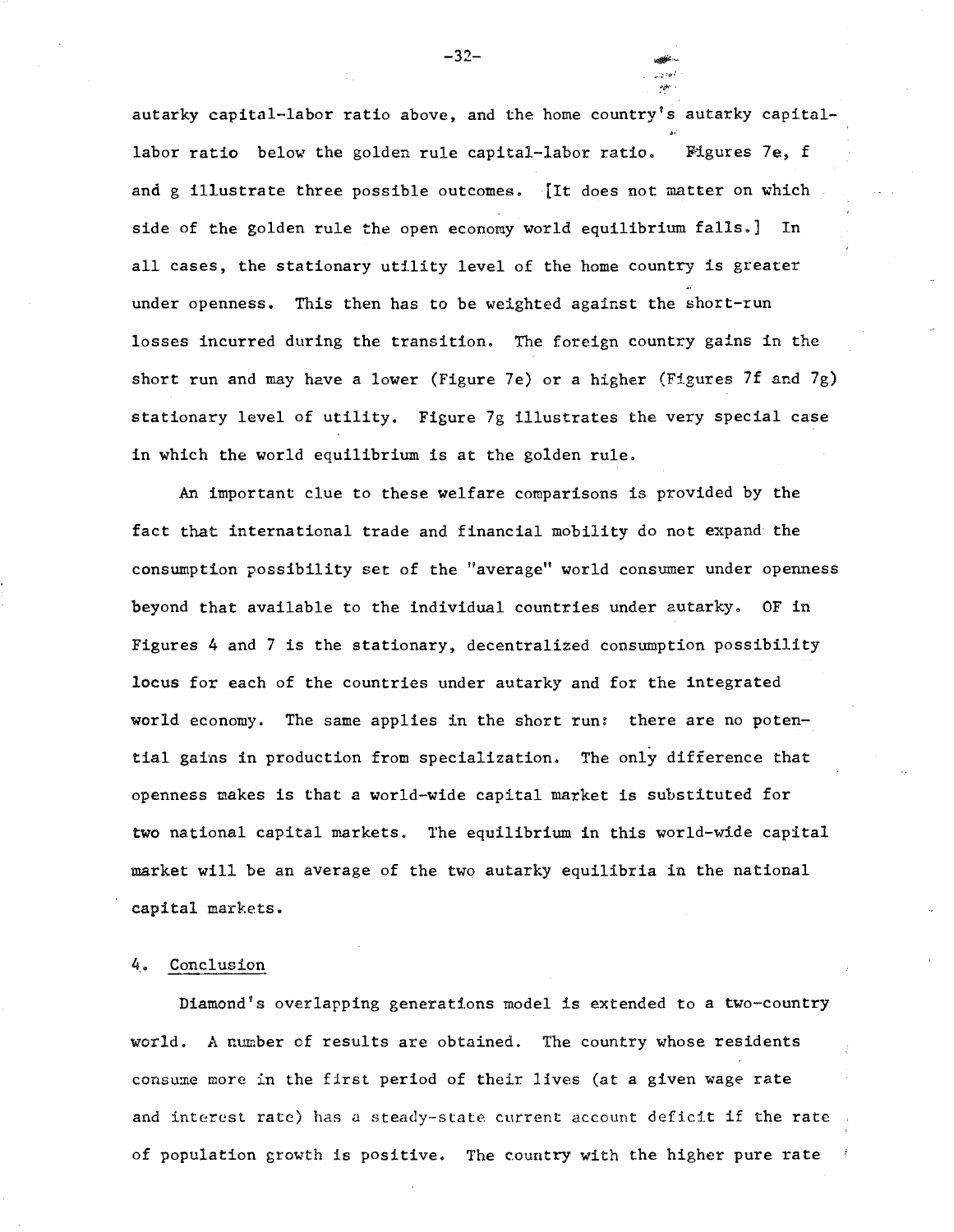autarky capital-labor ratio above, and the home country's autarky capital-labor ratio below the golden rule capital-labor ratio. Figures 7e, f and g illustrate three possible outcomes. [It does not matter on which side of the golden rule the open economy world equilibrium falls.] In all cases, the stationary utility level of the home country is greater under openness. This then has to be weighted against the short-run losses incurred during the transition. The foreign country gains in the short run and may have a lower (Figure 7e) or a higher (Figures 7f and 7g) stationary level of utility. Figure 7g illustrates the very special case in which the world equilibrium is at the golden rule.

An important clue to these welfare comparisons is provided by the fact that international trade and financial mobility do not expand the consumption possibility set of the "average" world consumer under openness beyond that available to the individual countries under autarky. OF in Figures 4 and 7 is the stationary, decentralized consumption possibility locus for each of the countries under autarky and for the integrated world economy. The same applies in the short run: there are no potential gains in production from specialization. The only difference that openness makes is that a world-wide capital market is substituted for two national capital markets. The equilibrium in this world-wide capital market will be an average of the two autarky equilibria in the national capital markets.

## 4. Conclusion

Diamond's overlapping generations model is extended to a two-country world. A number of results are obtained. The country whose residents consume more in the first period of their lives (at a given wage rate and interest rate) has a steady-state current account deficit if the rate of population growth is positive. The country with the higher pure rate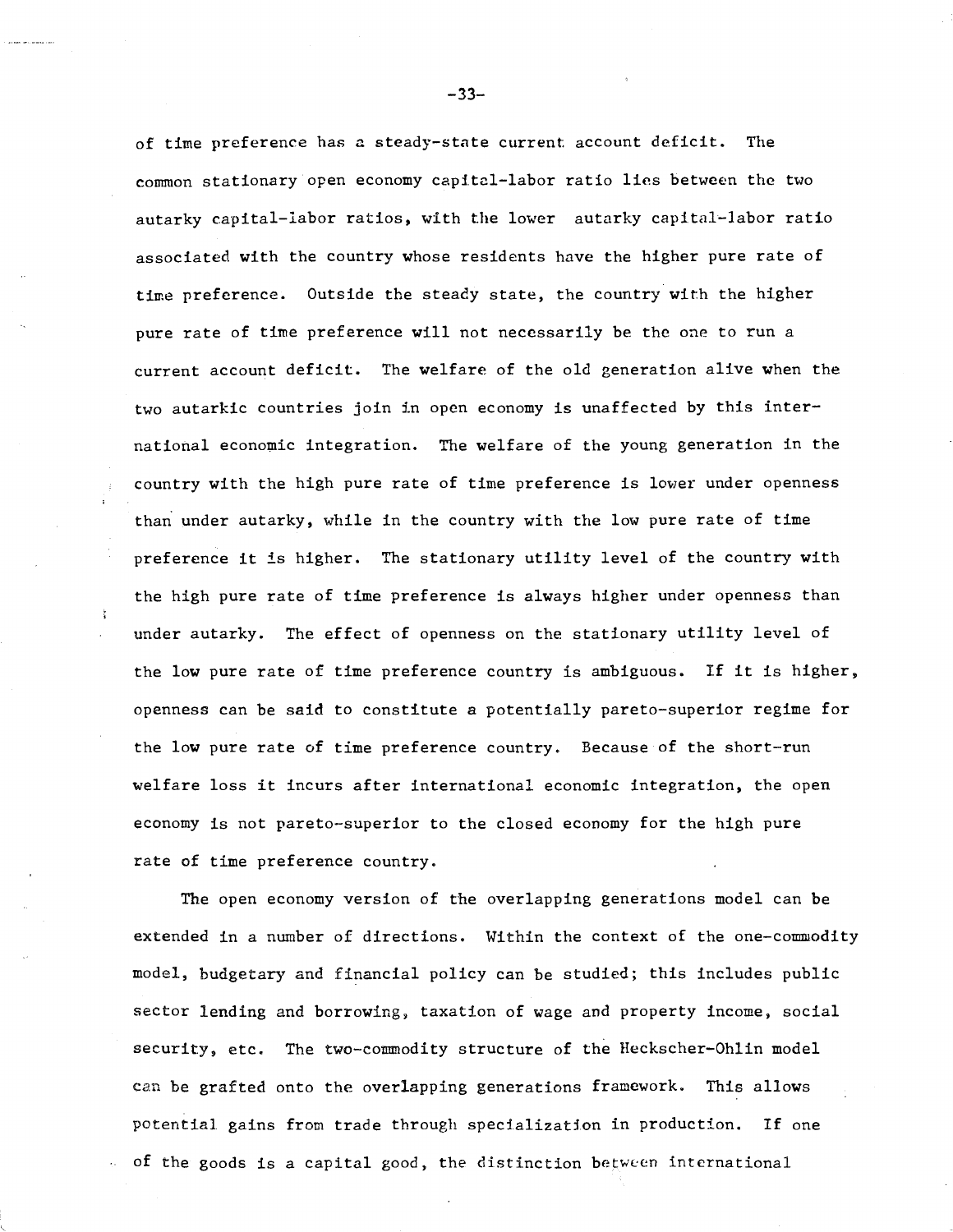of time preference has a steady-state current account deficit. The common stationary open economy capital-labor ratio lies between the two autarky capital-labor ratios, with the lower autarky capital-labor ratio associated with the country whose residents have the higher pure rate of time preference. Outside the steady state, the country with the higher pure rate of time preference will not necessarily be the one to run a current account deficit. The welfare of the old generation alive when the two autarkic countries join in open economy is unaffected by this international economic integration. The welfare of the young generation in the country with the high pure rate of time preference is lower under openness than under autarky, while in the country with the low pure rate of time preference it is higher. The stationary utility level of the country with the high pure rate of time preference is always higher under openness than under autarky. The effect of openness on the stationary utility level of the low pure rate of time preference country is ambiguous. If it is higher, openness can be said to constitute a potentially pareto-superior regime for the low pure rate of time preference country. Because of the short-run welfare loss it incurs after international economic integration, the open economy is not pareto-superior to the closed economy for the high pure rate of time preference country.

The open economy version of the overlapping generations model can be extended in a number of directions. Within the context of the one-commodity model, budgetary and financial policy can be studied; this includes public sector lending and borrowing, taxation of wage and property income, social security, etc. The two-commodity structure of the Heckscher-Ohlin model can be grafted onto the overlapping generations framework. This allows potential gains from trade through specialization in production. If one of the goods is a capital good, the distinction between international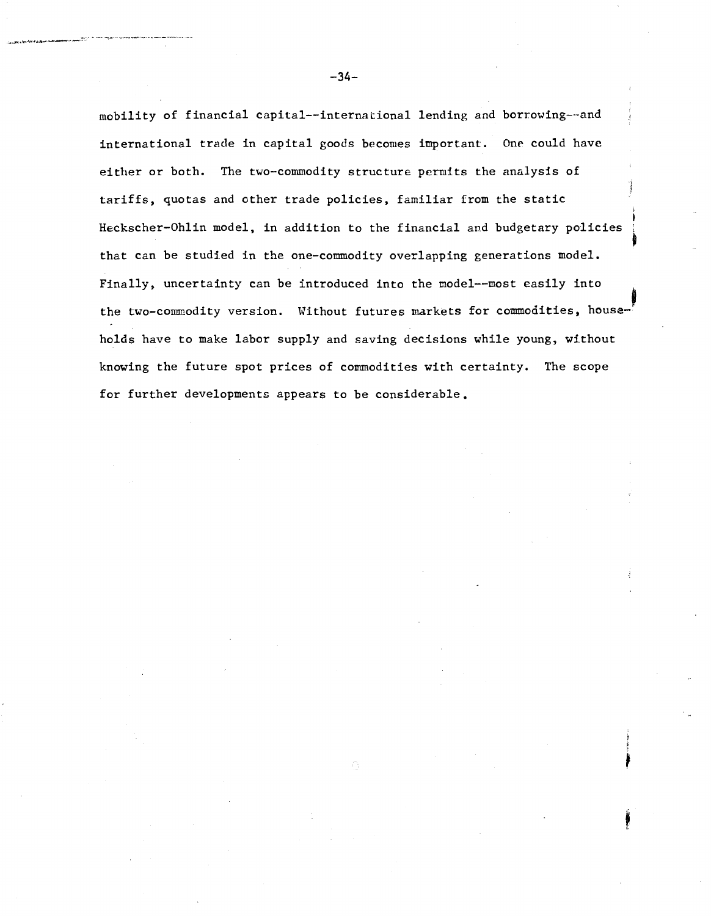mobility of financial capital--international lending and borrowing--and international trade in capital goods becomes important. One could have either or both. The two-commodity structure permits the analysis of tariffs, quotas and other trade policies, familiar from the static Heckscher-Ohlin model, in addition to the financial and budgetary policies that can be studied in the one-commodity overlapping generations model. Finally, uncertainty can be introduced into the model--most easily into the two-commodity version. Without futures markets for commodities, households have to make labor supply and saving decisions while young, without knowing the future spot prices of commodities with certainty. The scope for further developments appears to be considerable.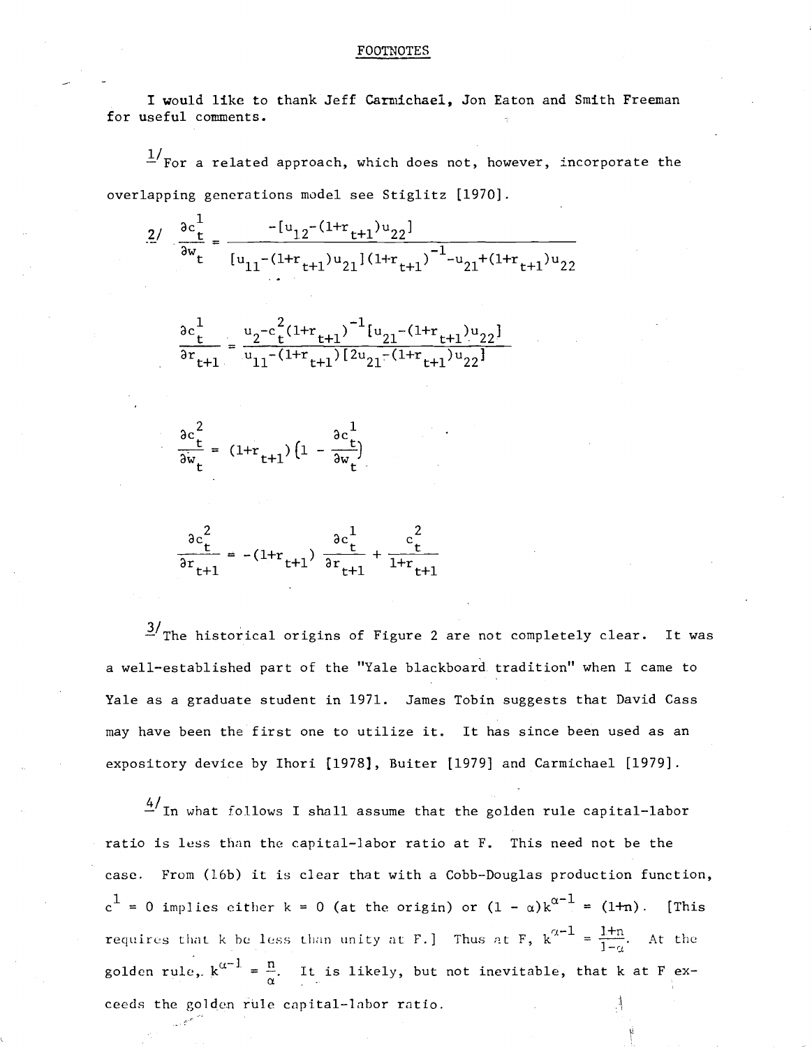## FOOTNOTES

I would like to thank Jeff Carmichael, Jon Eaton and Smith Freeman for useful comments.

1/ For a related approach, which does not, however, incorporate the overlapping generations model see Stiglitz [1970].

2/
$$\frac{\partial c_t^1}{\partial w_t} = \frac{-[u_{12}-(1+r_{t+1})u_{22}]}{[u_{11}-(1+r_{t+1})u_{21}](1+r_{t+1})^{-1}-u_{21}+(1+r_{t+1})u_{22}}$$

$$\frac{\partial c_t^1}{\partial r_{t+1}} = \frac{u_2-c_t^2(1+r_{t+1})^{-1}[u_{21}-(1+r_{t+1})u_{22}]}{u_{11}-(1+r_{t+1})[2u_{21}-(1+r_{t+1})u_{22}]}$$

$$\frac{\partial c_t^2}{\partial w_t} = (1+r_{t+1})\left(1-\frac{\partial c_t^1}{\partial w_t}\right)$$

$$\frac{\partial c_t^2}{\partial r_{t+1}} = -(1+r_{t+1})\frac{\partial c_t^1}{\partial r_{t+1}} + \frac{c_t^2}{1+r_{t+1}}$$

3/ The historical origins of Figure 2 are not completely clear. It was a well-established part of the "Yale blackboard tradition" when I came to Yale as a graduate student in 1971. James Tobin suggests that David Cass may have been the first one to utilize it. It has since been used as an expository device by Ihori [1978], Buiter [1979] and Carmichael [1979].

4/ In what follows I shall assume that the golden rule capital-labor ratio is less than the capital-labor ratio at F. This need not be the case. From (16b) it is clear that with a Cobb-Douglas production function, $c^1 = 0$ implies either $k = 0$ (at the origin) or $(1-\alpha)k^{\alpha-1} = (1+n)$. [This requires that k be less than unity at F.] Thus at F, $k^{\alpha-1} = \frac{1+n}{1-\alpha}$. At the golden rule, $k^{\alpha-1} = \frac{n}{\alpha}$. It is likely, but not inevitable, that k at F exceeds the golden rule capital-labor ratio.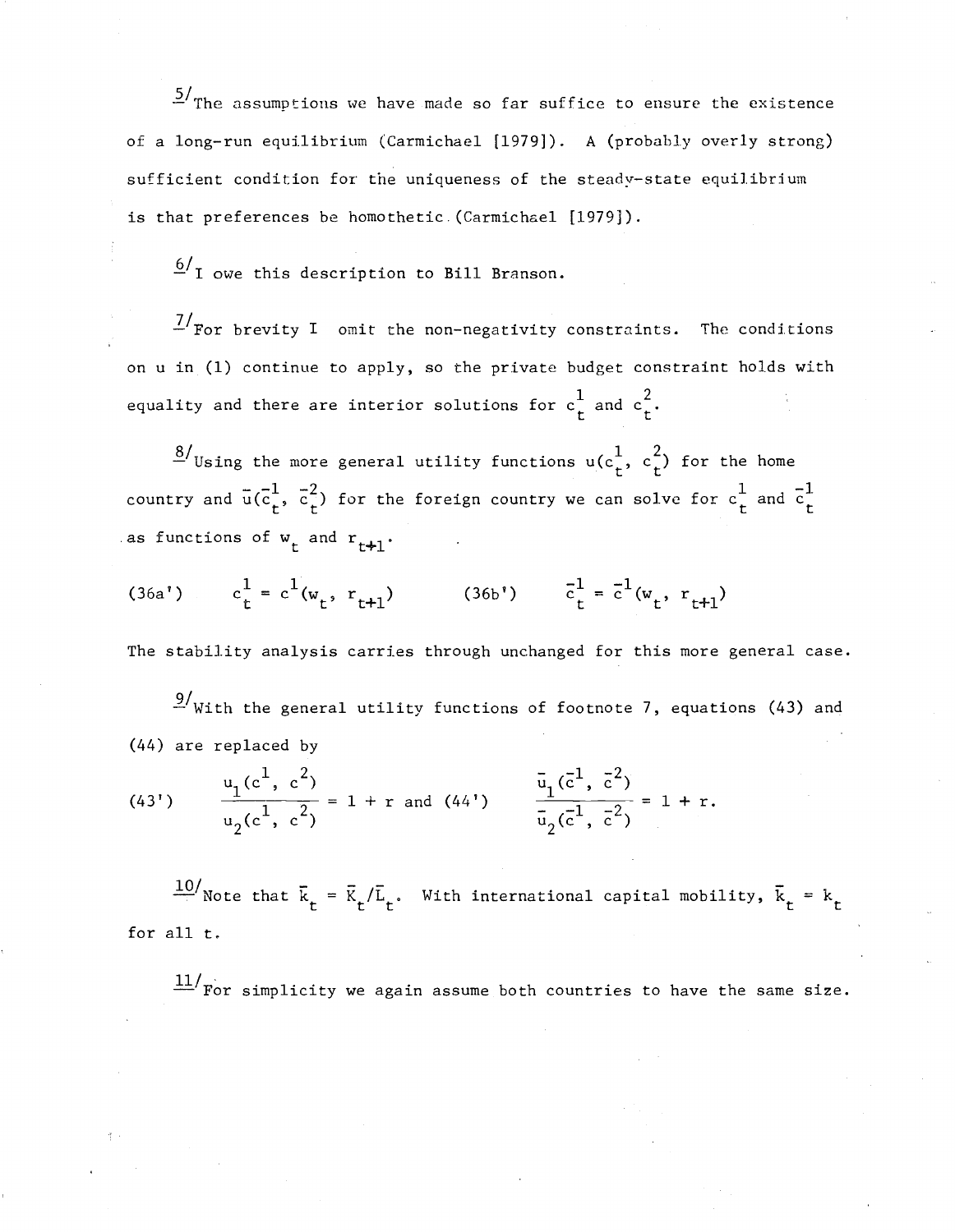5/ The assumptions we have made so far suffice to ensure the existence of a long-run equilibrium (Carmichael [1979]). A (probably overly strong) sufficient condition for the uniqueness of the steady-state equilibrium is that preferences be homothetic (Carmichael [1979]).

6/ I owe this description to Bill Branson.

7/ For brevity I omit the non-negativity constraints. The conditions on u in (1) continue to apply, so the private budget constraint holds with equality and there are interior solutions for $c_t^1$ and $c_t^2$.

8/ Using the more general utility functions $u(c_t^1, c_t^2)$ for the home country and $\bar{u}(\bar{c}_t^1, \bar{c}_t^2)$ for the foreign country we can solve for $c_t^1$ and $\bar{c}_t^1$ as functions of $w_t$ and $r_{t+1}$.

$$(36a') \qquad c_t^1 = c^1(w_t, r_{t+1}) \qquad\qquad (36b') \qquad \bar{c}_t^1 = \bar{c}^1(w_t, r_{t+1})$$

The stability analysis carries through unchanged for this more general case.

9/ With the general utility functions of footnote 7, equations (43) and (44) are replaced by

$$(43') \qquad \frac{u_1(c^1, c^2)}{u_2(c^1, c^2)} = 1 + r \text{ and } (44') \qquad \frac{\bar{u}_1(\bar{c}^1, \bar{c}^2)}{\bar{u}_2(\bar{c}^1, \bar{c}^2)} = 1 + r.$$

10/ Note that $\bar{k}_t = \bar{K}_t/\bar{L}_t$. With international capital mobility, $\bar{k}_t = k_t$ for all t.

11/ For simplicity we again assume both countries to have the same size.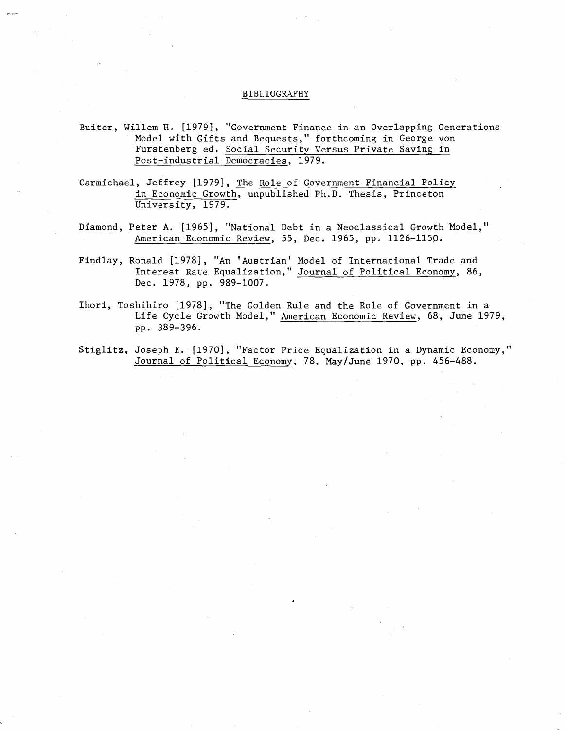# BIBLIOGRAPHY

Buiter, Willem H. [1979], "Government Finance in an Overlapping Generations Model with Gifts and Bequests," forthcoming in George von Furstenberg ed. Social Security Versus Private Saving in Post-industrial Democracies, 1979.

Carmichael, Jeffrey [1979], The Role of Government Financial Policy in Economic Growth, unpublished Ph.D. Thesis, Princeton University, 1979.

Diamond, Peter A. [1965], "National Debt in a Neoclassical Growth Model," American Economic Review, 55, Dec. 1965, pp. 1126-1150.

Findlay, Ronald [1978], "An 'Austrian' Model of International Trade and Interest Rate Equalization," Journal of Political Economy, 86, Dec. 1978, pp. 989-1007.

Ihori, Toshihiro [1978], "The Golden Rule and the Role of Government in a Life Cycle Growth Model," American Economic Review, 68, June 1979, pp. 389-396.

Stiglitz, Joseph E. [1970], "Factor Price Equalization in a Dynamic Economy," Journal of Political Economy, 78, May/June 1970, pp. 456-488.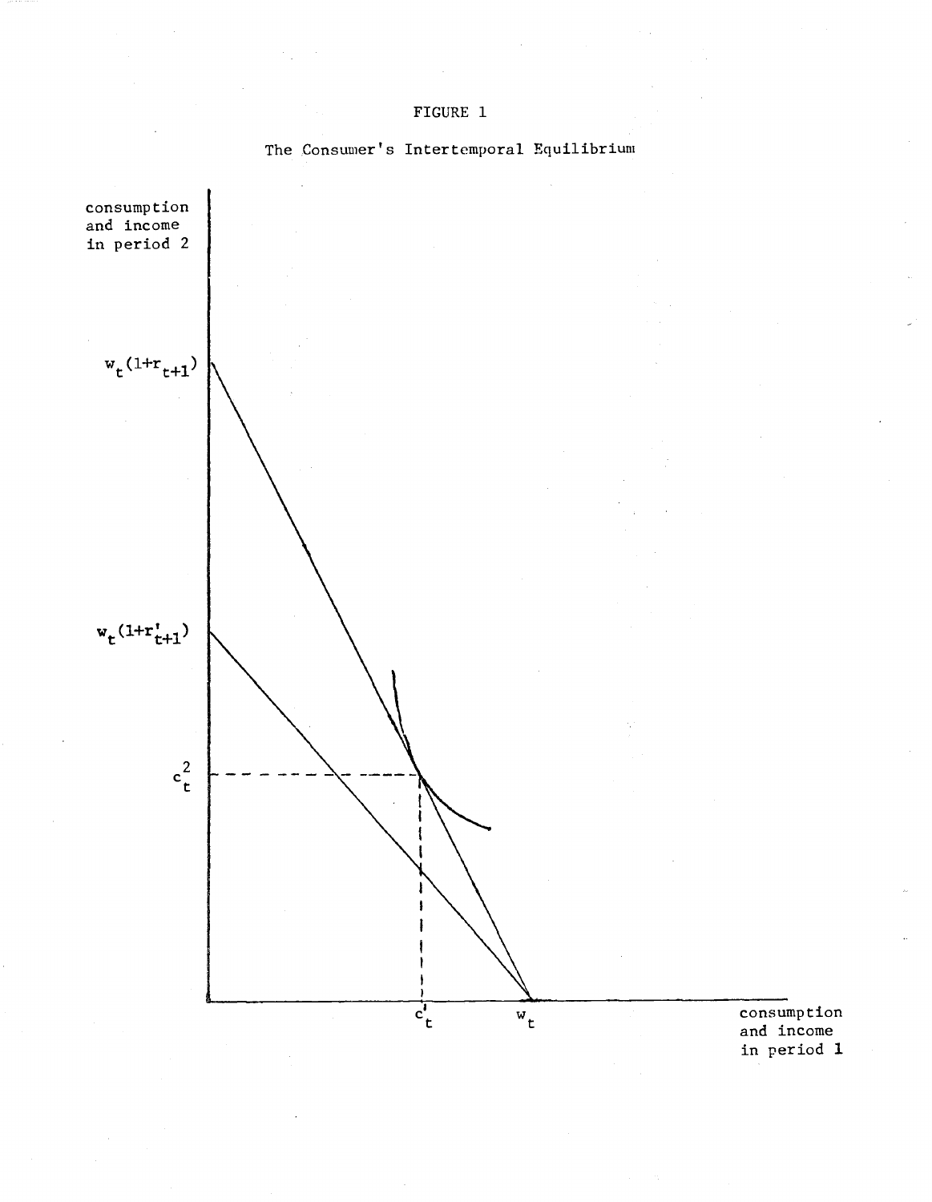FIGURE 1

The Consumer's Intertemporal Equilibrium

consumption and income in period 2

$w_t(1+r_{t+1})$

$w_t(1+r'_{t+1})$

$c_t^2$

$c_t^1$

$w_t$

consumption and income in period 1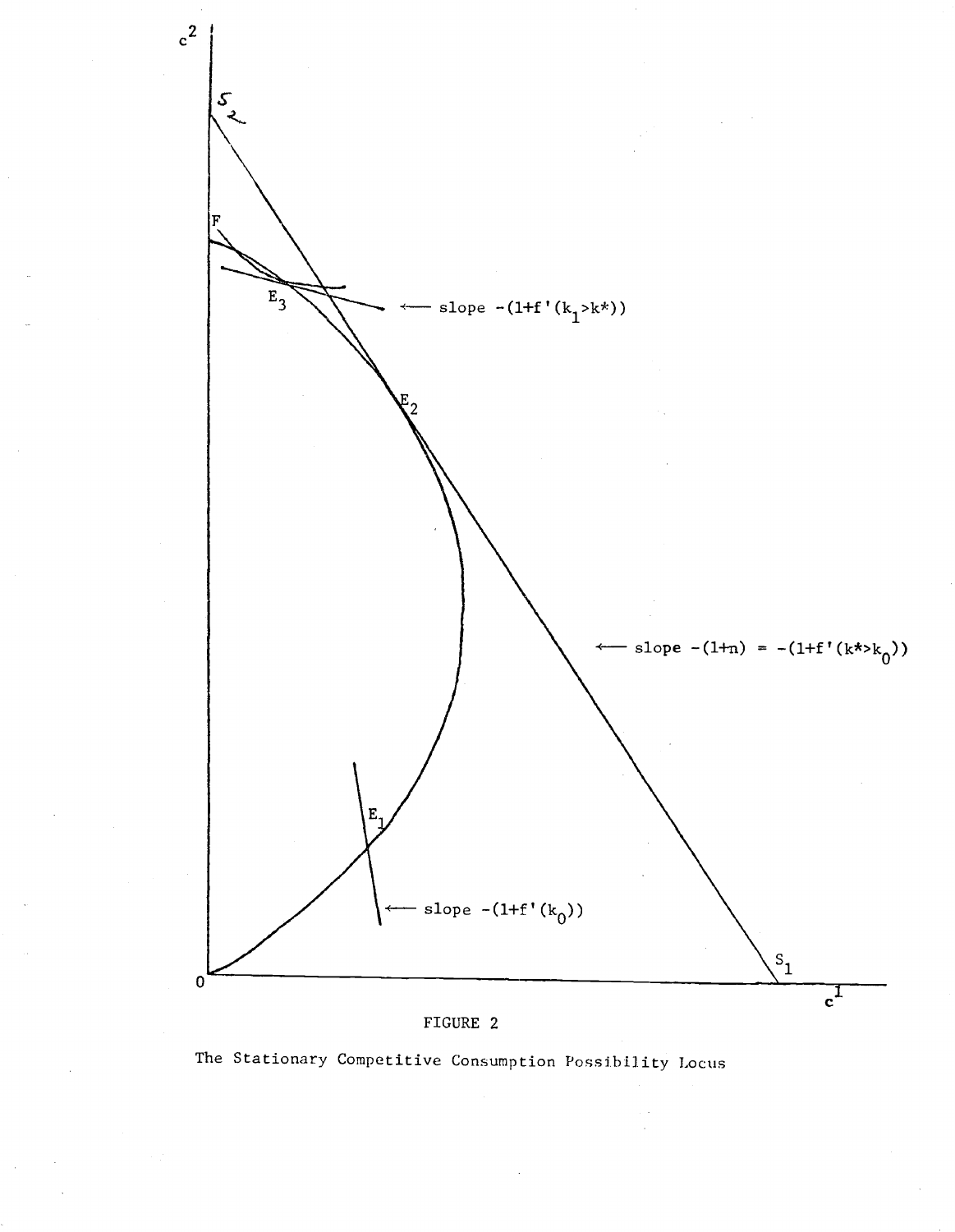FIGURE 2

The Stationary Competitive Consumption Possibility Locus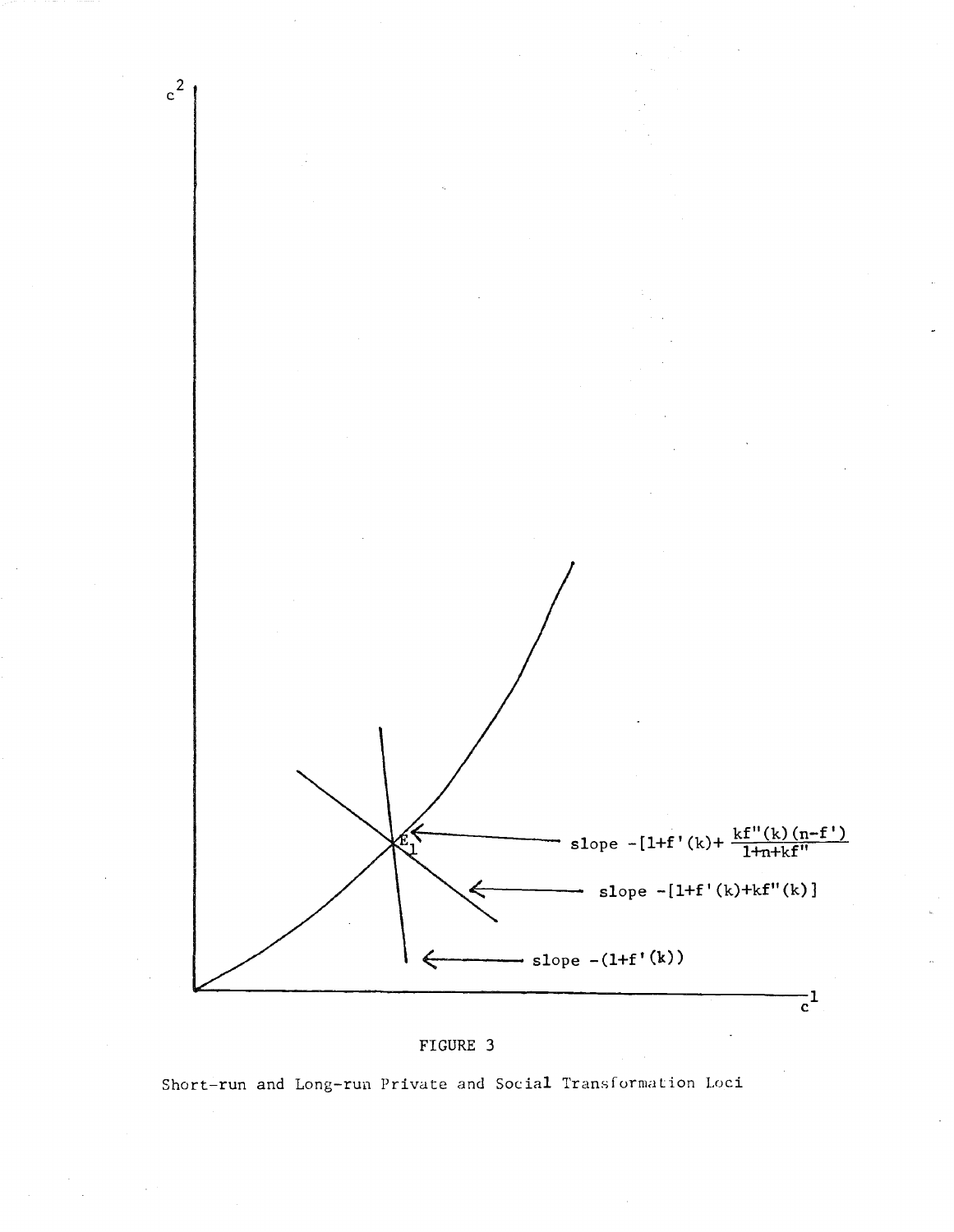FIGURE 3

Short-run and Long-run Private and Social Transformation Loci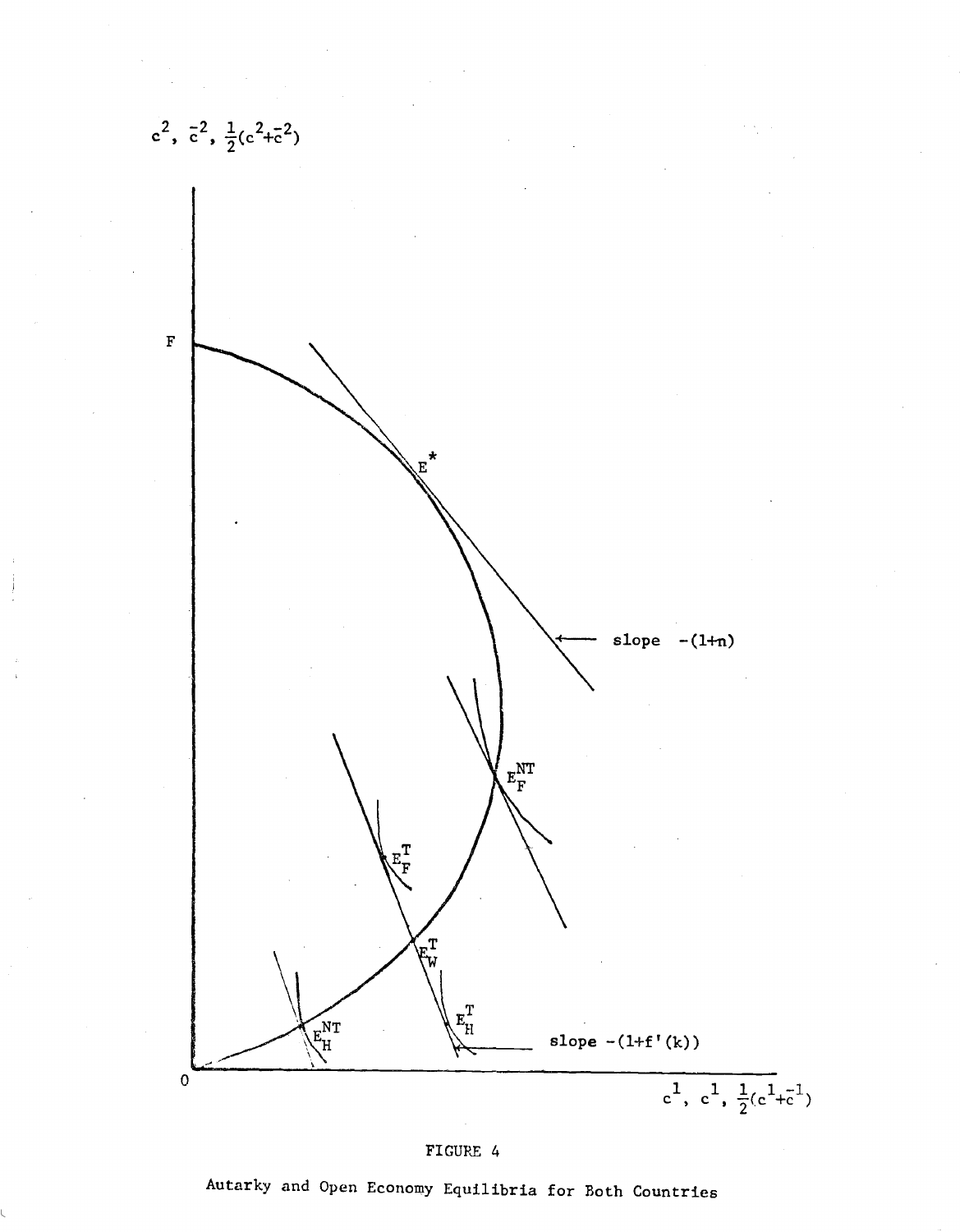$c^2$, $\bar{c}^2$, $\frac{1}{2}(c^2+\bar{c}^2)$

F

$E^*$

slope $-(1+n)$

$E_F^{NT}$

$E_F^T$

$E_W^T$

$E_H^T$

$E_H^{NT}$

slope $-(1+f'(k))$

0

$c^1$, $c^1$, $\frac{1}{2}(c^1+\bar{c}^1)$

FIGURE 4

Autarky and Open Economy Equilibria for Both Countries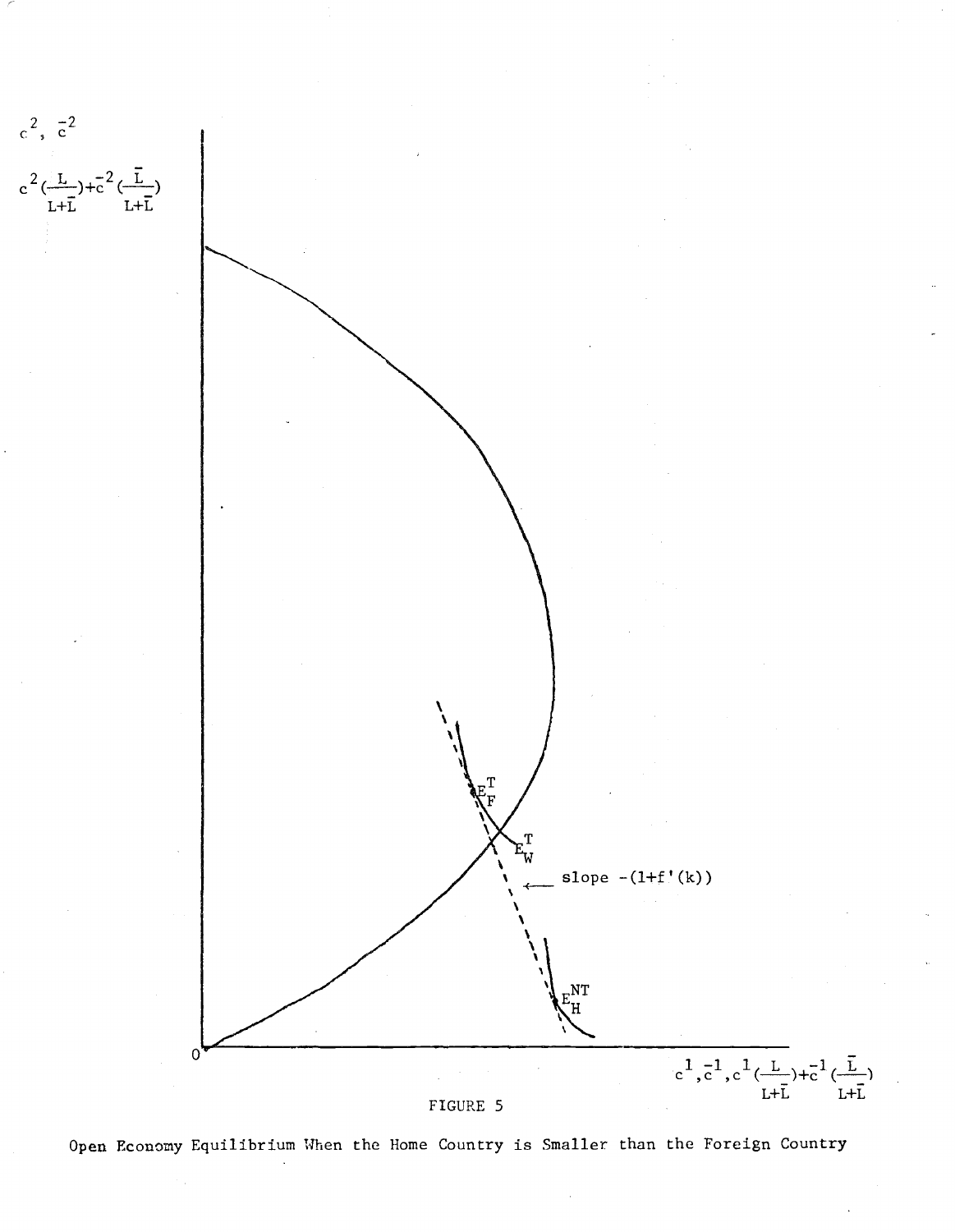FIGURE 5

Open Economy Equilibrium When the Home Country is Smaller than the Foreign Country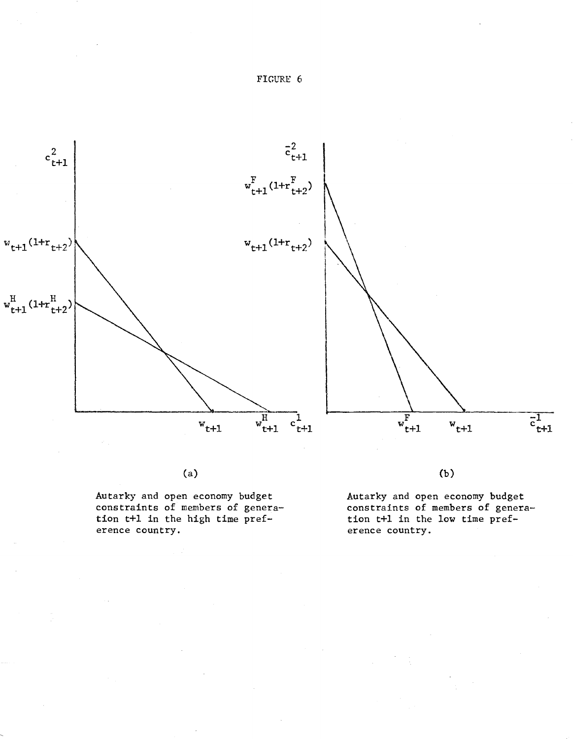FIGURE 6

(a)

Autarky and open economy budget constraints of members of generation t+1 in the high time preference country.

(b)

Autarky and open economy budget constraints of members of generation t+1 in the low time preference country.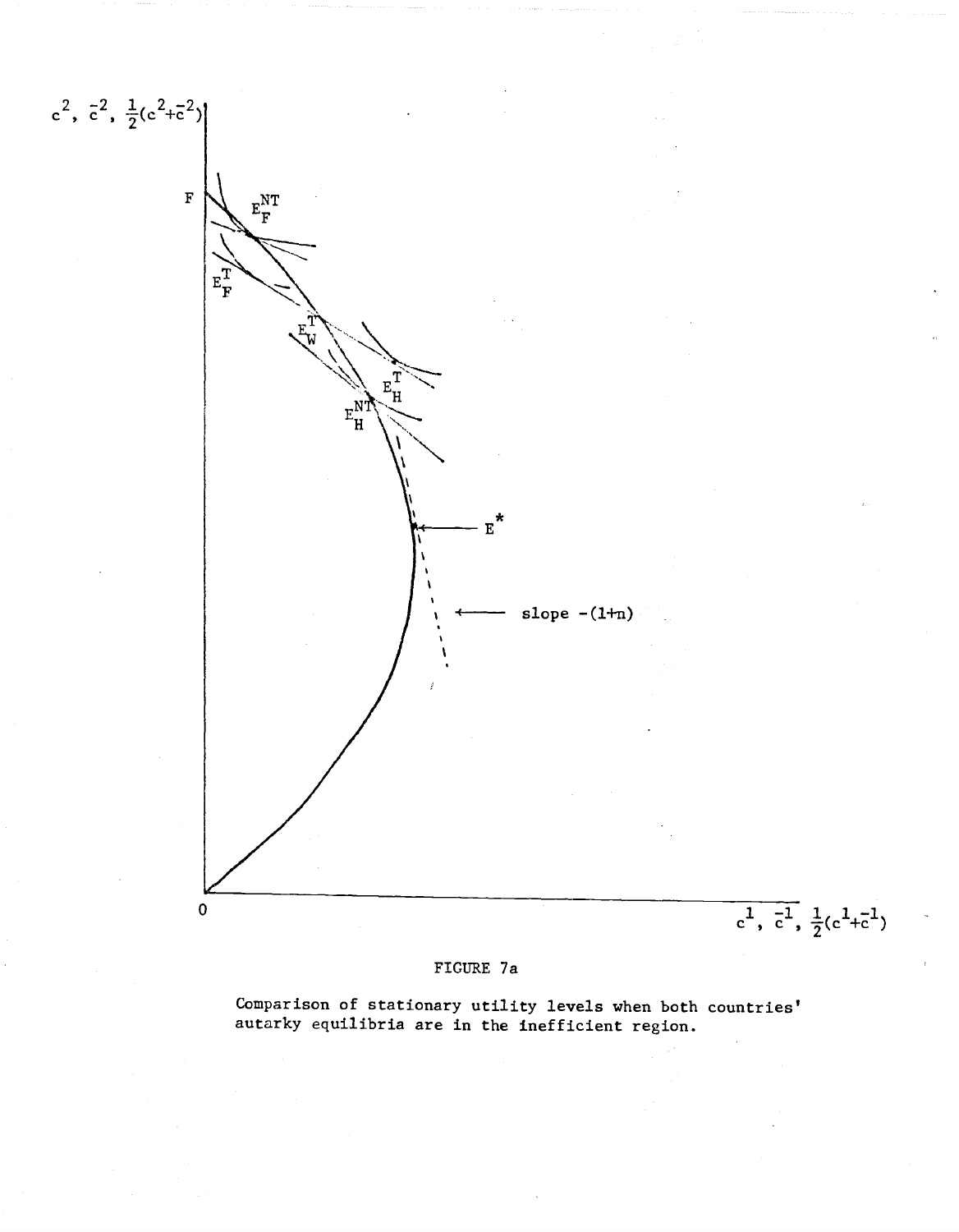FIGURE 7a

Comparison of stationary utility levels when both countries' autarky equilibria are in the inefficient region.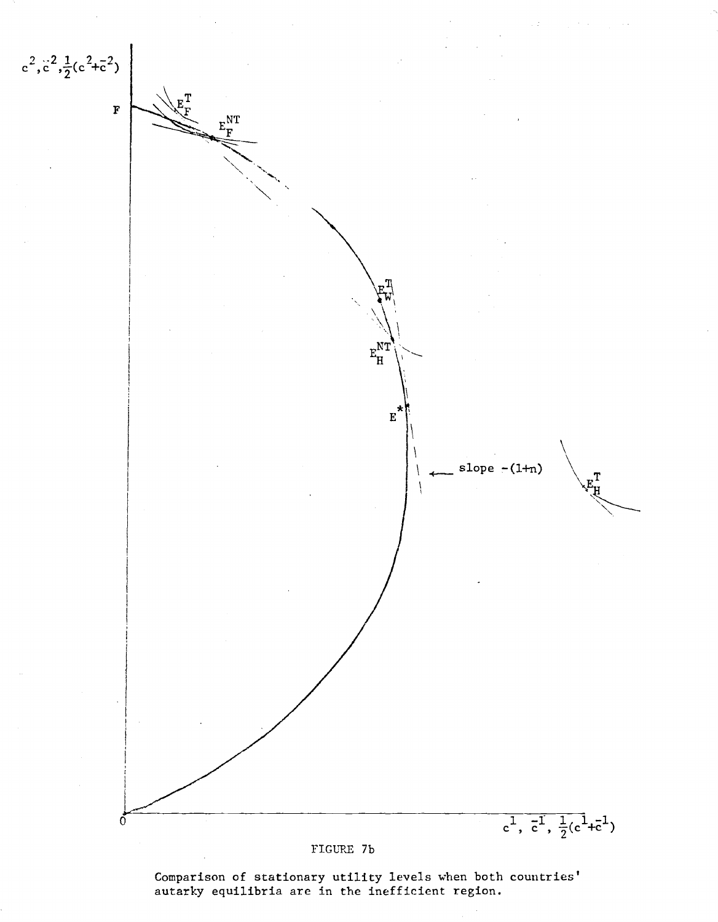FIGURE 7b

Comparison of stationary utility levels when both countries' autarky equilibria are in the inefficient region.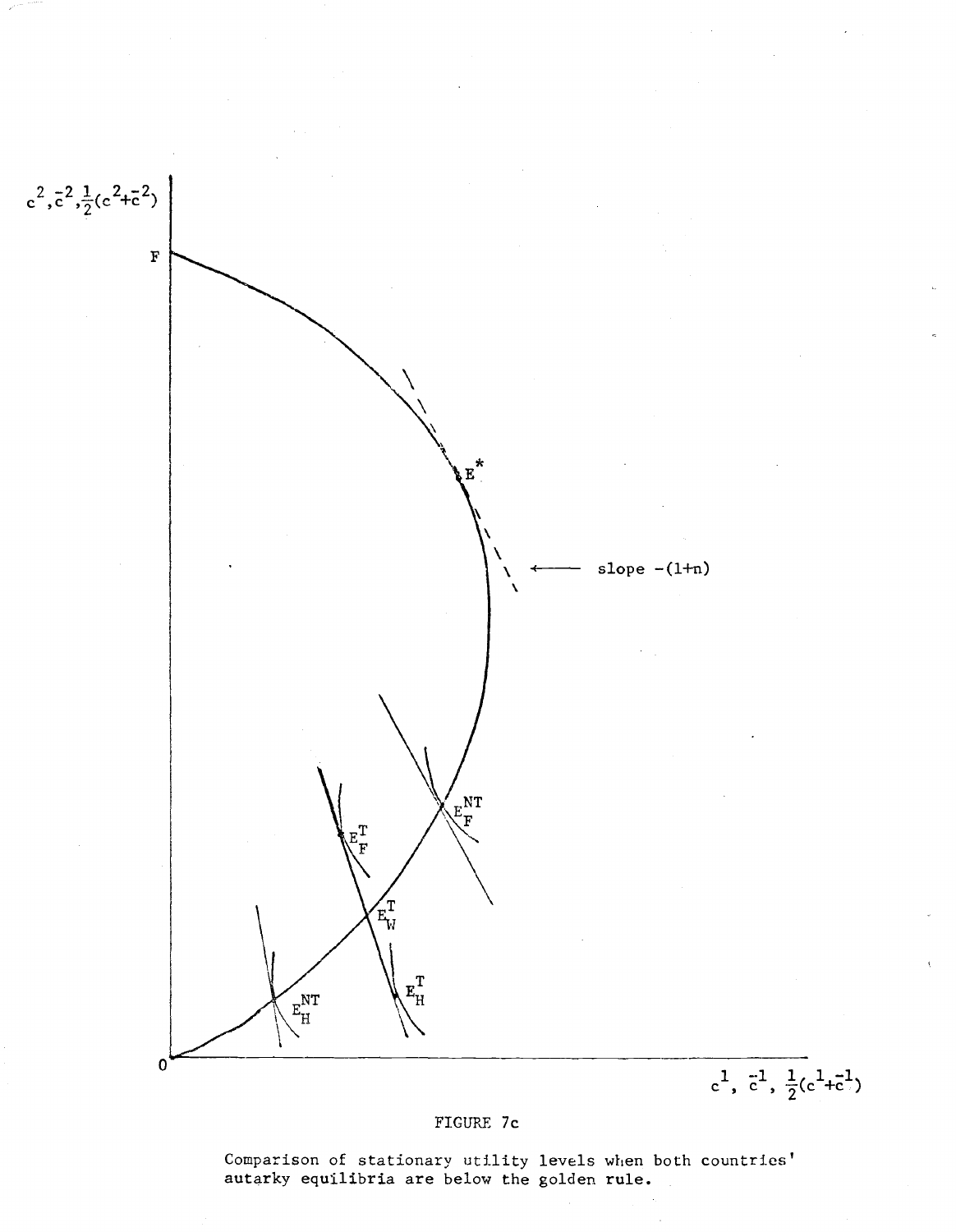FIGURE 7c

Comparison of stationary utility levels when both countries' autarky equilibria are below the golden rule.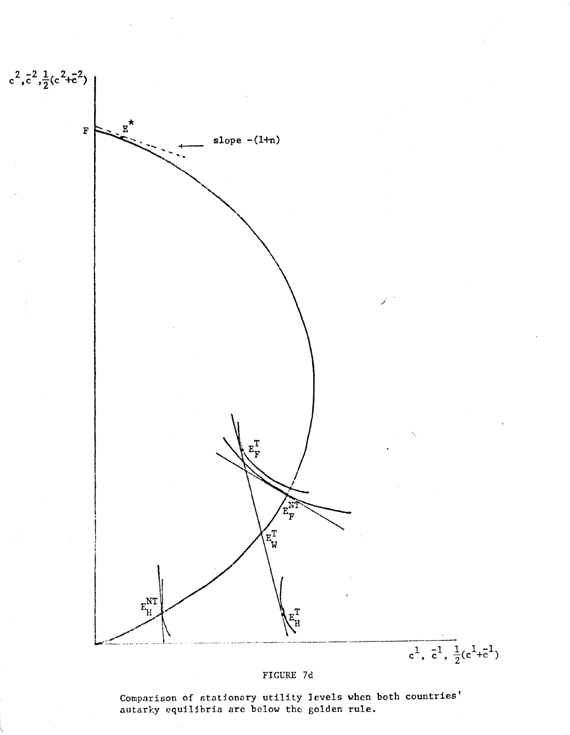FIGURE 7d

Comparison of stationary utility levels when both countries' autarky equilibria are below the golden rule.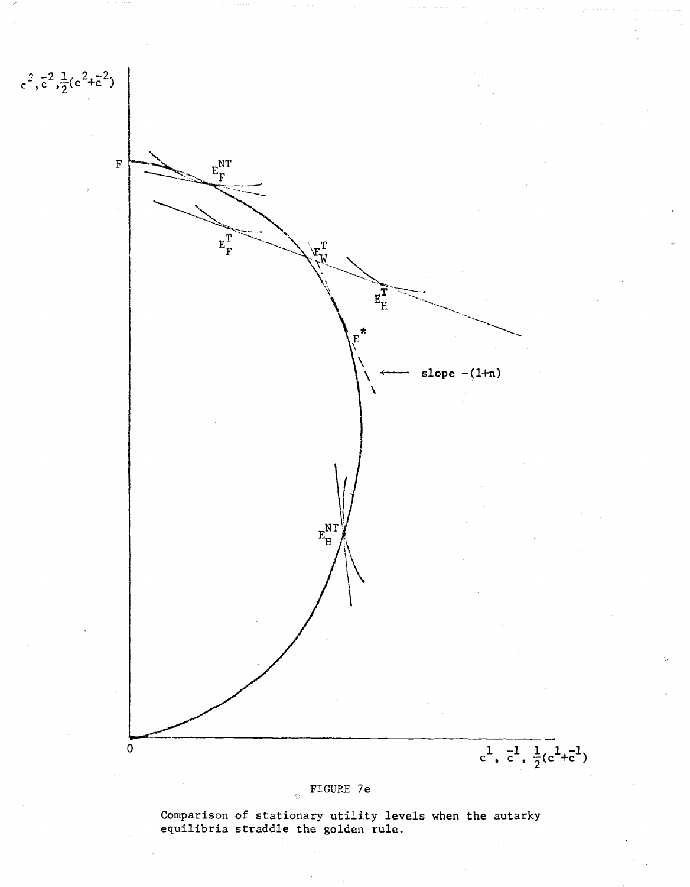FIGURE 7e

Comparison of stationary utility levels when the autarky equilibria straddle the golden rule.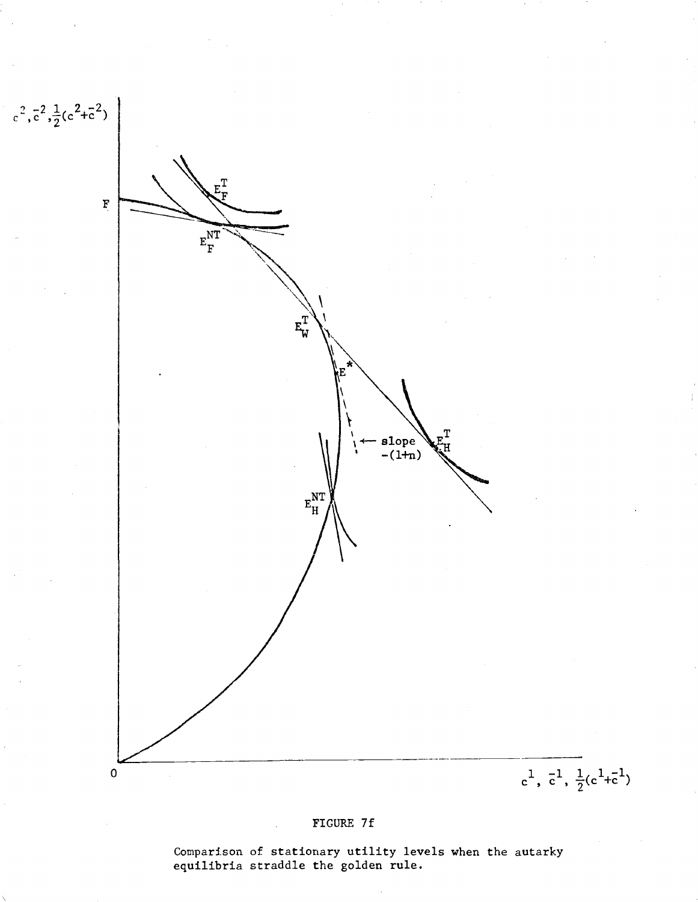FIGURE 7f

Comparison of stationary utility levels when the autarky equilibria straddle the golden rule.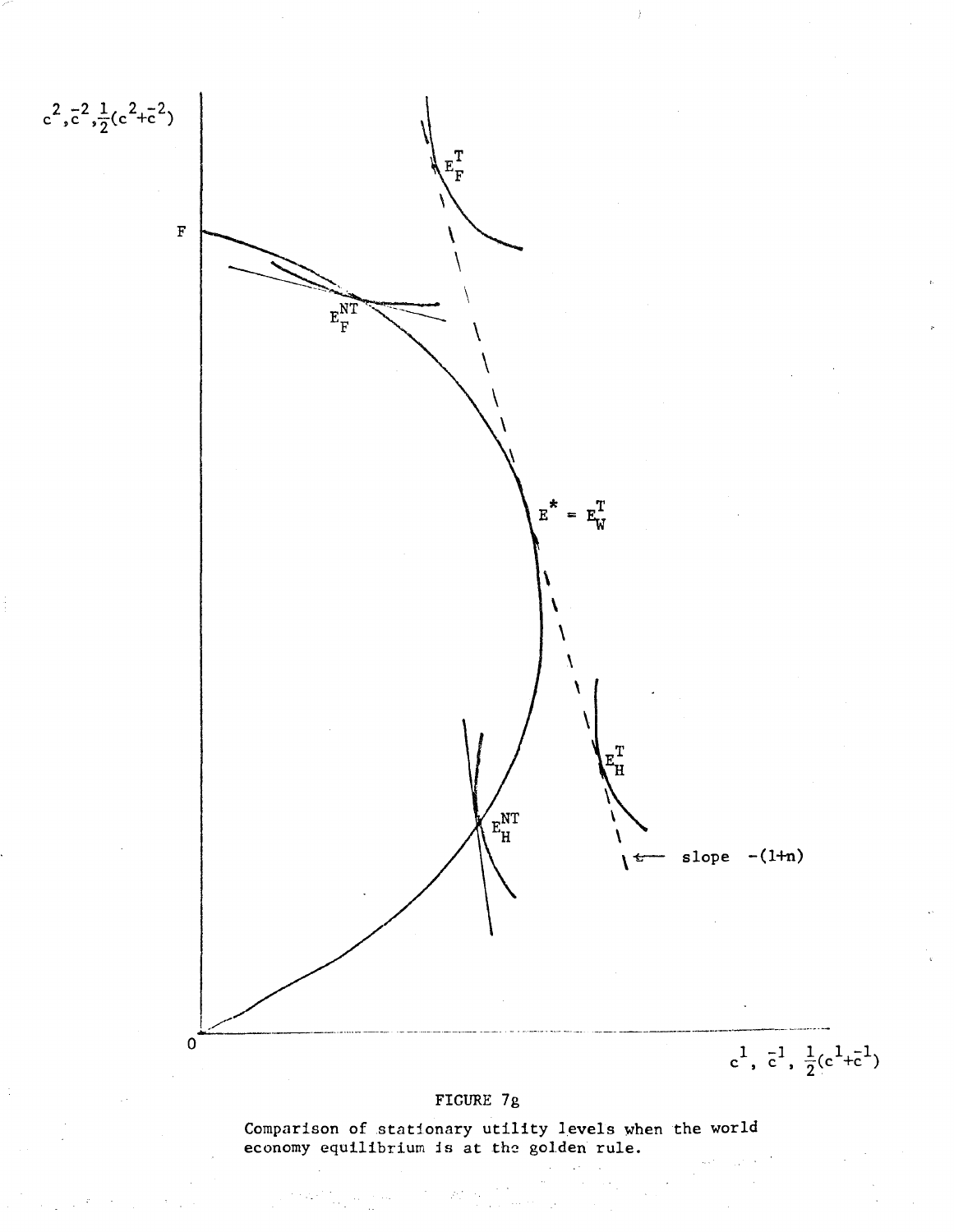$c^2, \bar{c}^2, \frac{1}{2}(c^2+\bar{c}^2)$

F

$E_F^T$

$E_F^{NT}$

$E^* = E_W^T$

$E_H^T$

$E_H^{NT}$

slope $-(1+n)$

0

$c^1, \bar{c}^1, \frac{1}{2}(c^1+\bar{c}^1)$

FIGURE 7g

Comparison of stationary utility levels when the world economy equilibrium is at the golden rule.